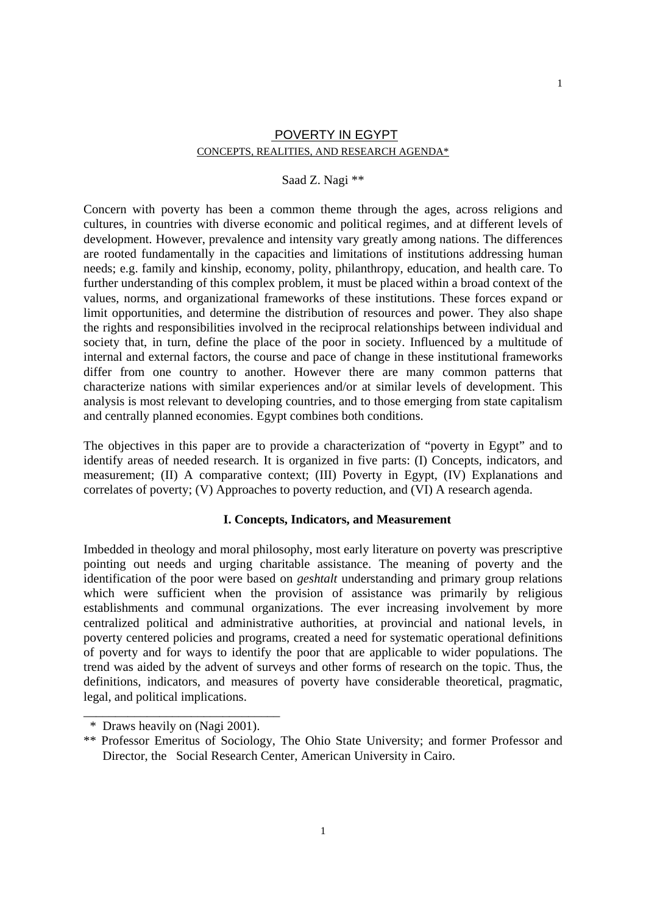# POVERTY IN EGYPT

## CONCEPTS, REALITIES, AND RESEARCH AGENDA*

Saad Z. Nagi **

Concern with poverty has been a common theme through the ages, across religions and cultures, in countries with diverse economic and political regimes, and at different levels of development. However, prevalence and intensity vary greatly among nations. The differences are rooted fundamentally in the capacities and limitations of institutions addressing human needs; e.g. family and kinship, economy, polity, philanthropy, education, and health care. To further understanding of this complex problem, it must be placed within a broad context of the values, norms, and organizational frameworks of these institutions. These forces expand or limit opportunities, and determine the distribution of resources and power. They also shape the rights and responsibilities involved in the reciprocal relationships between individual and society that, in turn, define the place of the poor in society. Influenced by a multitude of internal and external factors, the course and pace of change in these institutional frameworks differ from one country to another. However there are many common patterns that characterize nations with similar experiences and/or at similar levels of development. This analysis is most relevant to developing countries, and to those emerging from state capitalism and centrally planned economies. Egypt combines both conditions.

The objectives in this paper are to provide a characterization of "poverty in Egypt" and to identify areas of needed research. It is organized in five parts: (I) Concepts, indicators, and measurement; (II) A comparative context; (III) Poverty in Egypt, (IV) Explanations and correlates of poverty; (V) Approaches to poverty reduction, and (VI) A research agenda.

### I. Concepts, Indicators, and Measurement

Imbedded in theology and moral philosophy, most early literature on poverty was prescriptive pointing out needs and urging charitable assistance. The meaning of poverty and the identification of the poor were based on *geshtalt* understanding and primary group relations which were sufficient when the provision of assistance was primarily by religious establishments and communal organizations. The ever increasing involvement by more centralized political and administrative authorities, at provincial and national levels, in poverty centered policies and programs, created a need for systematic operational definitions of poverty and for ways to identify the poor that are applicable to wider populations. The trend was aided by the advent of surveys and other forms of research on the topic. Thus, the definitions, indicators, and measures of poverty have considerable theoretical, pragmatic, legal, and political implications.

---

\* Draws heavily on (Nagi 2001).

\*\* Professor Emeritus of Sociology, The Ohio State University; and former Professor and Director, the Social Research Center, American University in Cairo.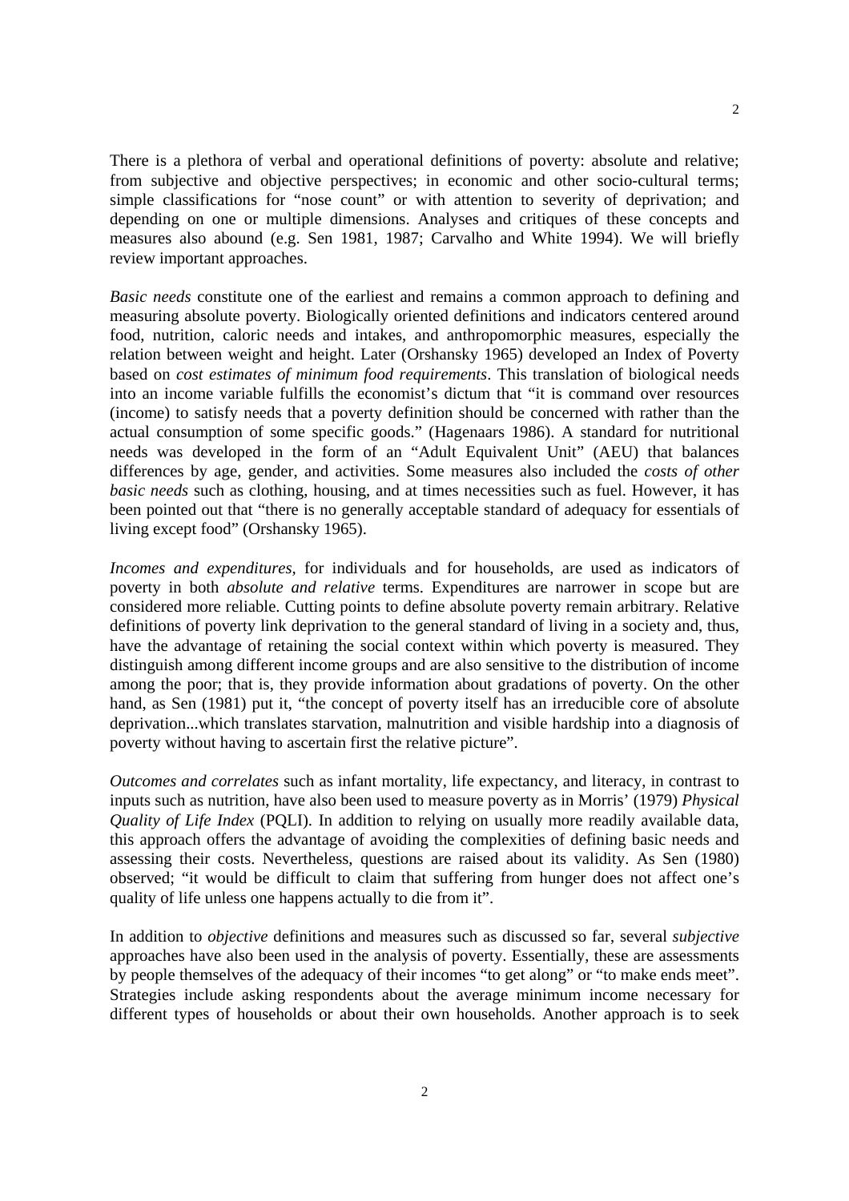There is a plethora of verbal and operational definitions of poverty: absolute and relative; from subjective and objective perspectives; in economic and other socio-cultural terms; simple classifications for "nose count" or with attention to severity of deprivation; and depending on one or multiple dimensions. Analyses and critiques of these concepts and measures also abound (e.g. Sen 1981, 1987; Carvalho and White 1994). We will briefly review important approaches.

*Basic needs* constitute one of the earliest and remains a common approach to defining and measuring absolute poverty. Biologically oriented definitions and indicators centered around food, nutrition, caloric needs and intakes, and anthropomorphic measures, especially the relation between weight and height. Later (Orshansky 1965) developed an Index of Poverty based on *cost estimates of minimum food requirements*. This translation of biological needs into an income variable fulfills the economist's dictum that "it is command over resources (income) to satisfy needs that a poverty definition should be concerned with rather than the actual consumption of some specific goods." (Hagenaars 1986). A standard for nutritional needs was developed in the form of an "Adult Equivalent Unit" (AEU) that balances differences by age, gender, and activities. Some measures also included the *costs of other basic needs* such as clothing, housing, and at times necessities such as fuel. However, it has been pointed out that "there is no generally acceptable standard of adequacy for essentials of living except food" (Orshansky 1965).

*Incomes and expenditures*, for individuals and for households, are used as indicators of poverty in both *absolute and relative* terms. Expenditures are narrower in scope but are considered more reliable. Cutting points to define absolute poverty remain arbitrary. Relative definitions of poverty link deprivation to the general standard of living in a society and, thus, have the advantage of retaining the social context within which poverty is measured. They distinguish among different income groups and are also sensitive to the distribution of income among the poor; that is, they provide information about gradations of poverty. On the other hand, as Sen (1981) put it, "the concept of poverty itself has an irreducible core of absolute deprivation...which translates starvation, malnutrition and visible hardship into a diagnosis of poverty without having to ascertain first the relative picture".

*Outcomes and correlates* such as infant mortality, life expectancy, and literacy, in contrast to inputs such as nutrition, have also been used to measure poverty as in Morris' (1979) *Physical Quality of Life Index* (PQLI). In addition to relying on usually more readily available data, this approach offers the advantage of avoiding the complexities of defining basic needs and assessing their costs. Nevertheless, questions are raised about its validity. As Sen (1980) observed; "it would be difficult to claim that suffering from hunger does not affect one's quality of life unless one happens actually to die from it".

In addition to *objective* definitions and measures such as discussed so far, several *subjective* approaches have also been used in the analysis of poverty. Essentially, these are assessments by people themselves of the adequacy of their incomes "to get along" or "to make ends meet". Strategies include asking respondents about the average minimum income necessary for different types of households or about their own households. Another approach is to seek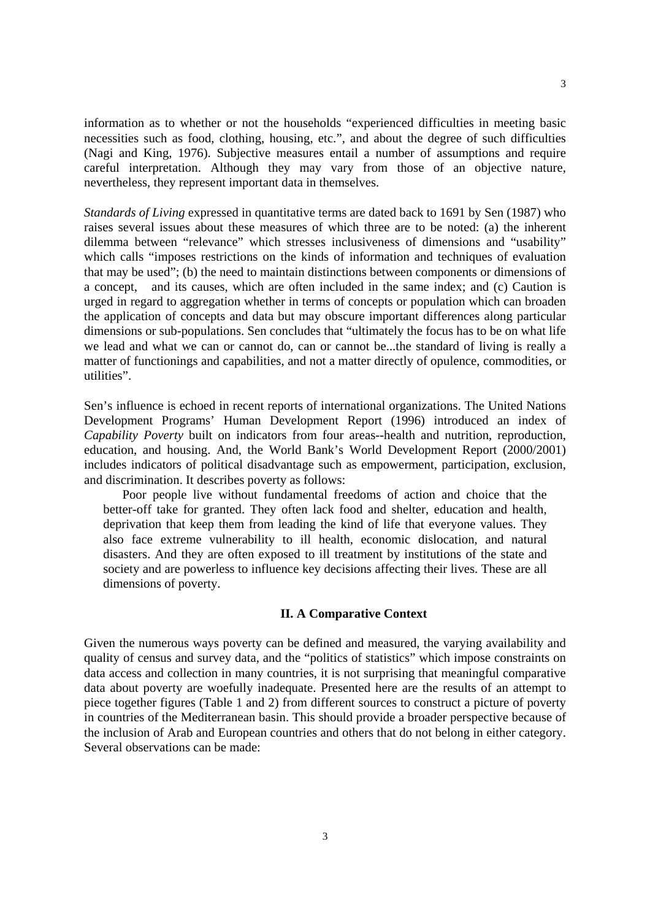information as to whether or not the households "experienced difficulties in meeting basic necessities such as food, clothing, housing, etc.", and about the degree of such difficulties (Nagi and King, 1976). Subjective measures entail a number of assumptions and require careful interpretation. Although they may vary from those of an objective nature, nevertheless, they represent important data in themselves.

*Standards of Living* expressed in quantitative terms are dated back to 1691 by Sen (1987) who raises several issues about these measures of which three are to be noted: (a) the inherent dilemma between "relevance" which stresses inclusiveness of dimensions and "usability" which calls "imposes restrictions on the kinds of information and techniques of evaluation that may be used"; (b) the need to maintain distinctions between components or dimensions of a concept, and its causes, which are often included in the same index; and (c) Caution is urged in regard to aggregation whether in terms of concepts or population which can broaden the application of concepts and data but may obscure important differences along particular dimensions or sub-populations. Sen concludes that "ultimately the focus has to be on what life we lead and what we can or cannot do, can or cannot be...the standard of living is really a matter of functionings and capabilities, and not a matter directly of opulence, commodities, or utilities".

Sen's influence is echoed in recent reports of international organizations. The United Nations Development Programs' Human Development Report (1996) introduced an index of *Capability Poverty* built on indicators from four areas--health and nutrition, reproduction, education, and housing. And, the World Bank's World Development Report (2000/2001) includes indicators of political disadvantage such as empowerment, participation, exclusion, and discrimination. It describes poverty as follows:

> Poor people live without fundamental freedoms of action and choice that the better-off take for granted. They often lack food and shelter, education and health, deprivation that keep them from leading the kind of life that everyone values. They also face extreme vulnerability to ill health, economic dislocation, and natural disasters. And they are often exposed to ill treatment by institutions of the state and society and are powerless to influence key decisions affecting their lives. These are all dimensions of poverty.

## II. A Comparative Context

Given the numerous ways poverty can be defined and measured, the varying availability and quality of census and survey data, and the "politics of statistics" which impose constraints on data access and collection in many countries, it is not surprising that meaningful comparative data about poverty are woefully inadequate. Presented here are the results of an attempt to piece together figures (Table 1 and 2) from different sources to construct a picture of poverty in countries of the Mediterranean basin. This should provide a broader perspective because of the inclusion of Arab and European countries and others that do not belong in either category. Several observations can be made: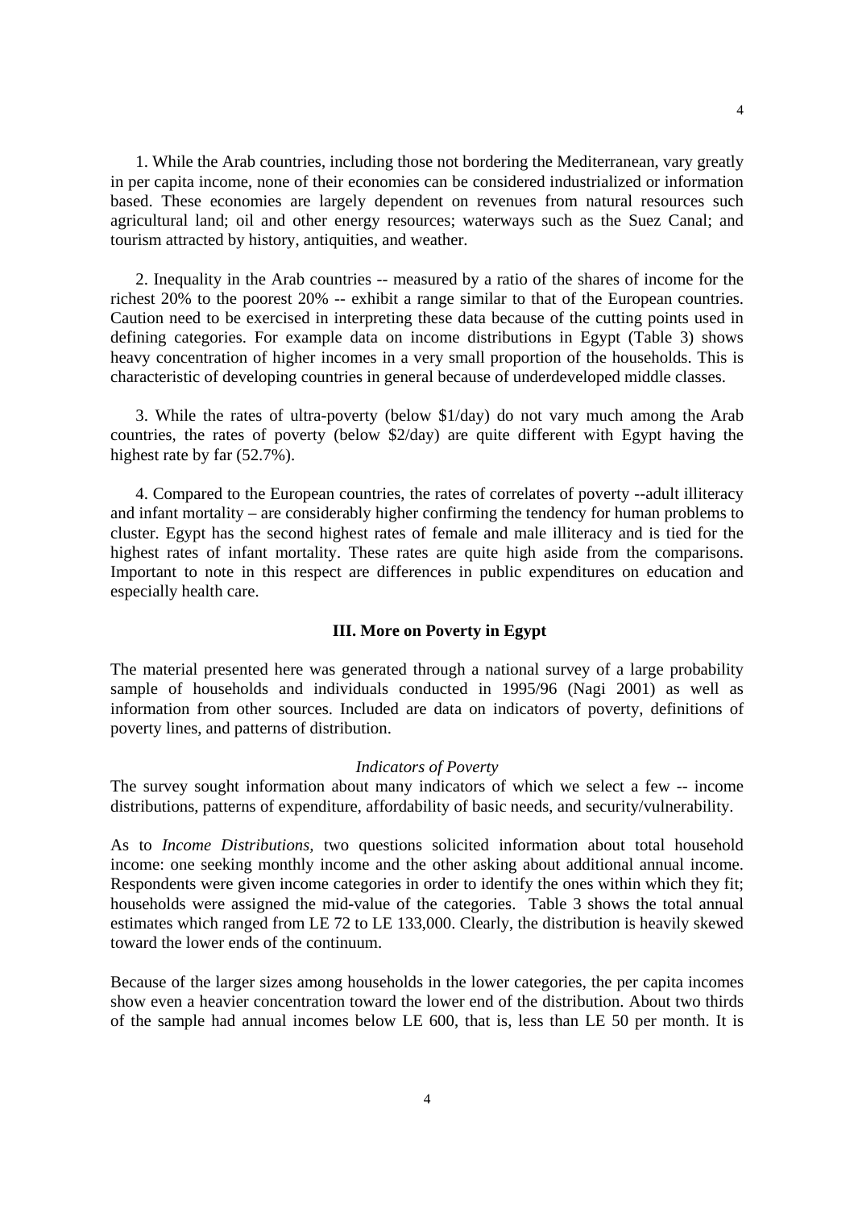1. While the Arab countries, including those not bordering the Mediterranean, vary greatly in per capita income, none of their economies can be considered industrialized or information based. These economies are largely dependent on revenues from natural resources such agricultural land; oil and other energy resources; waterways such as the Suez Canal; and tourism attracted by history, antiquities, and weather.

2. Inequality in the Arab countries -- measured by a ratio of the shares of income for the richest 20% to the poorest 20% -- exhibit a range similar to that of the European countries. Caution need to be exercised in interpreting these data because of the cutting points used in defining categories. For example data on income distributions in Egypt (Table 3) shows heavy concentration of higher incomes in a very small proportion of the households. This is characteristic of developing countries in general because of underdeveloped middle classes.

3. While the rates of ultra-poverty (below $1/day) do not vary much among the Arab countries, the rates of poverty (below $2/day) are quite different with Egypt having the highest rate by far (52.7%).

4. Compared to the European countries, the rates of correlates of poverty --adult illiteracy and infant mortality – are considerably higher confirming the tendency for human problems to cluster. Egypt has the second highest rates of female and male illiteracy and is tied for the highest rates of infant mortality. These rates are quite high aside from the comparisons. Important to note in this respect are differences in public expenditures on education and especially health care.

## III. More on Poverty in Egypt

The material presented here was generated through a national survey of a large probability sample of households and individuals conducted in 1995/96 (Nagi 2001) as well as information from other sources. Included are data on indicators of poverty, definitions of poverty lines, and patterns of distribution.

### *Indicators of Poverty*

The survey sought information about many indicators of which we select a few -- income distributions, patterns of expenditure, affordability of basic needs, and security/vulnerability.

As to *Income Distributions,* two questions solicited information about total household income: one seeking monthly income and the other asking about additional annual income. Respondents were given income categories in order to identify the ones within which they fit; households were assigned the mid-value of the categories. Table 3 shows the total annual estimates which ranged from LE 72 to LE 133,000. Clearly, the distribution is heavily skewed toward the lower ends of the continuum.

Because of the larger sizes among households in the lower categories, the per capita incomes show even a heavier concentration toward the lower end of the distribution. About two thirds of the sample had annual incomes below LE 600, that is, less than LE 50 per month. It is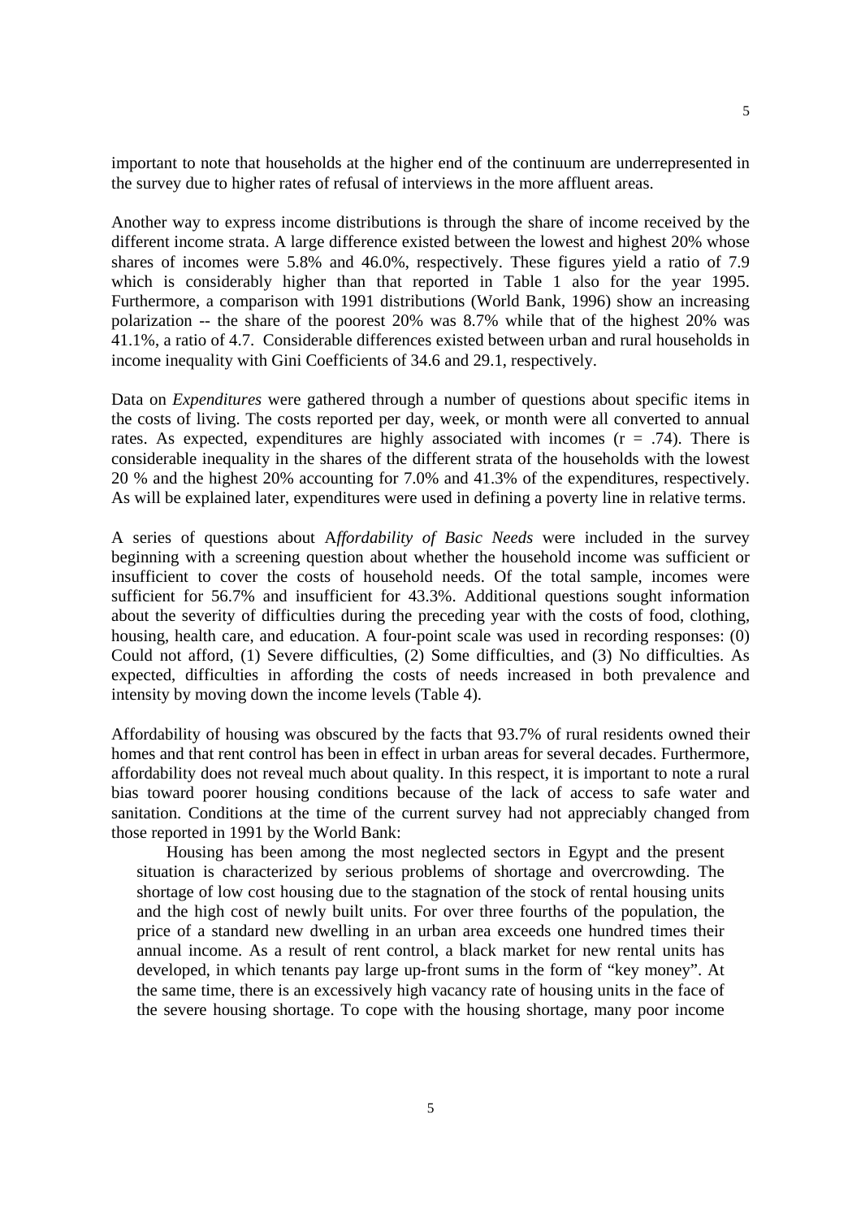important to note that households at the higher end of the continuum are underrepresented in the survey due to higher rates of refusal of interviews in the more affluent areas.

Another way to express income distributions is through the share of income received by the different income strata. A large difference existed between the lowest and highest 20% whose shares of incomes were 5.8% and 46.0%, respectively. These figures yield a ratio of 7.9 which is considerably higher than that reported in Table 1 also for the year 1995. Furthermore, a comparison with 1991 distributions (World Bank, 1996) show an increasing polarization -- the share of the poorest 20% was 8.7% while that of the highest 20% was 41.1%, a ratio of 4.7. Considerable differences existed between urban and rural households in income inequality with Gini Coefficients of 34.6 and 29.1, respectively.

Data on *Expenditures* were gathered through a number of questions about specific items in the costs of living. The costs reported per day, week, or month were all converted to annual rates. As expected, expenditures are highly associated with incomes ($r = .74$). There is considerable inequality in the shares of the different strata of the households with the lowest 20 % and the highest 20% accounting for 7.0% and 41.3% of the expenditures, respectively. As will be explained later, expenditures were used in defining a poverty line in relative terms.

A series of questions about A*ffordability of Basic Needs* were included in the survey beginning with a screening question about whether the household income was sufficient or insufficient to cover the costs of household needs. Of the total sample, incomes were sufficient for 56.7% and insufficient for 43.3%. Additional questions sought information about the severity of difficulties during the preceding year with the costs of food, clothing, housing, health care, and education. A four-point scale was used in recording responses: (0) Could not afford, (1) Severe difficulties, (2) Some difficulties, and (3) No difficulties. As expected, difficulties in affording the costs of needs increased in both prevalence and intensity by moving down the income levels (Table 4).

Affordability of housing was obscured by the facts that 93.7% of rural residents owned their homes and that rent control has been in effect in urban areas for several decades. Furthermore, affordability does not reveal much about quality. In this respect, it is important to note a rural bias toward poorer housing conditions because of the lack of access to safe water and sanitation. Conditions at the time of the current survey had not appreciably changed from those reported in 1991 by the World Bank:

> Housing has been among the most neglected sectors in Egypt and the present situation is characterized by serious problems of shortage and overcrowding. The shortage of low cost housing due to the stagnation of the stock of rental housing units and the high cost of newly built units. For over three fourths of the population, the price of a standard new dwelling in an urban area exceeds one hundred times their annual income. As a result of rent control, a black market for new rental units has developed, in which tenants pay large up-front sums in the form of "key money". At the same time, there is an excessively high vacancy rate of housing units in the face of the severe housing shortage. To cope with the housing shortage, many poor income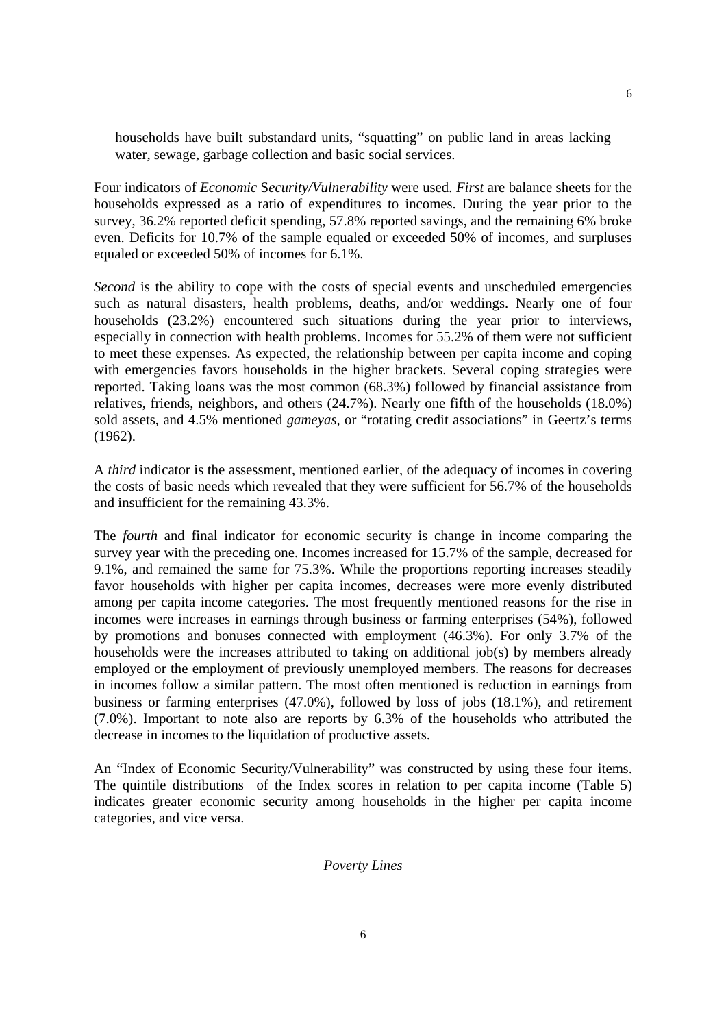households have built substandard units, "squatting" on public land in areas lacking water, sewage, garbage collection and basic social services.

Four indicators of *Economic Security/Vulnerability* were used. *First* are balance sheets for the households expressed as a ratio of expenditures to incomes. During the year prior to the survey, 36.2% reported deficit spending, 57.8% reported savings, and the remaining 6% broke even. Deficits for 10.7% of the sample equaled or exceeded 50% of incomes, and surpluses equaled or exceeded 50% of incomes for 6.1%.

*Second* is the ability to cope with the costs of special events and unscheduled emergencies such as natural disasters, health problems, deaths, and/or weddings. Nearly one of four households (23.2%) encountered such situations during the year prior to interviews, especially in connection with health problems. Incomes for 55.2% of them were not sufficient to meet these expenses. As expected, the relationship between per capita income and coping with emergencies favors households in the higher brackets. Several coping strategies were reported. Taking loans was the most common (68.3%) followed by financial assistance from relatives, friends, neighbors, and others (24.7%). Nearly one fifth of the households (18.0%) sold assets, and 4.5% mentioned *gameyas,* or "rotating credit associations" in Geertz's terms (1962).

A *third* indicator is the assessment, mentioned earlier, of the adequacy of incomes in covering the costs of basic needs which revealed that they were sufficient for 56.7% of the households and insufficient for the remaining 43.3%.

The *fourth* and final indicator for economic security is change in income comparing the survey year with the preceding one. Incomes increased for 15.7% of the sample, decreased for 9.1%, and remained the same for 75.3%. While the proportions reporting increases steadily favor households with higher per capita incomes, decreases were more evenly distributed among per capita income categories. The most frequently mentioned reasons for the rise in incomes were increases in earnings through business or farming enterprises (54%), followed by promotions and bonuses connected with employment (46.3%). For only 3.7% of the households were the increases attributed to taking on additional job(s) by members already employed or the employment of previously unemployed members. The reasons for decreases in incomes follow a similar pattern. The most often mentioned is reduction in earnings from business or farming enterprises (47.0%), followed by loss of jobs (18.1%), and retirement (7.0%). Important to note also are reports by 6.3% of the households who attributed the decrease in incomes to the liquidation of productive assets.

An "Index of Economic Security/Vulnerability" was constructed by using these four items. The quintile distributions of the Index scores in relation to per capita income (Table 5) indicates greater economic security among households in the higher per capita income categories, and vice versa.

### *Poverty Lines*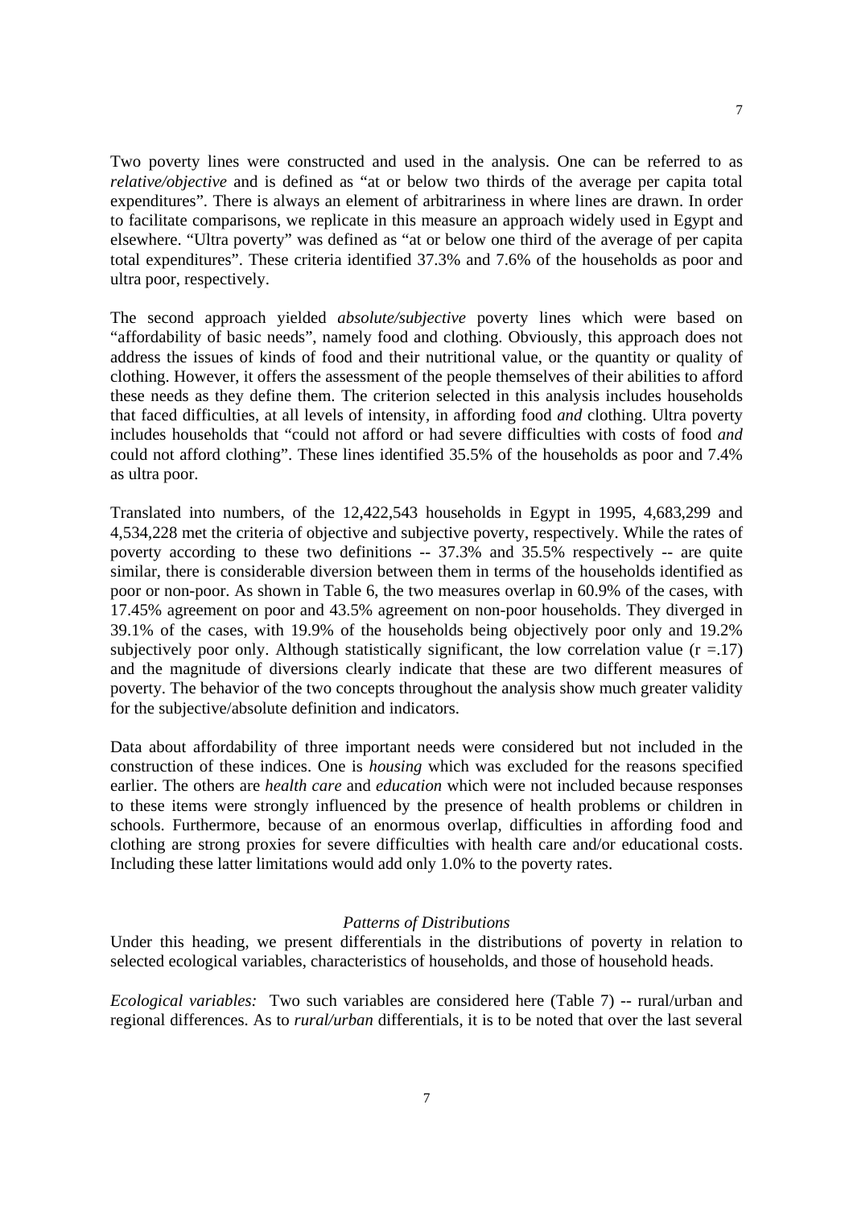Two poverty lines were constructed and used in the analysis. One can be referred to as *relative/objective* and is defined as "at or below two thirds of the average per capita total expenditures". There is always an element of arbitrariness in where lines are drawn. In order to facilitate comparisons, we replicate in this measure an approach widely used in Egypt and elsewhere. "Ultra poverty" was defined as "at or below one third of the average of per capita total expenditures". These criteria identified 37.3% and 7.6% of the households as poor and ultra poor, respectively.

The second approach yielded *absolute/subjective* poverty lines which were based on "affordability of basic needs", namely food and clothing. Obviously, this approach does not address the issues of kinds of food and their nutritional value, or the quantity or quality of clothing. However, it offers the assessment of the people themselves of their abilities to afford these needs as they define them. The criterion selected in this analysis includes households that faced difficulties, at all levels of intensity, in affording food *and* clothing. Ultra poverty includes households that "could not afford or had severe difficulties with costs of food *and* could not afford clothing". These lines identified 35.5% of the households as poor and 7.4% as ultra poor.

Translated into numbers, of the 12,422,543 households in Egypt in 1995, 4,683,299 and 4,534,228 met the criteria of objective and subjective poverty, respectively. While the rates of poverty according to these two definitions -- 37.3% and 35.5% respectively -- are quite similar, there is considerable diversion between them in terms of the households identified as poor or non-poor. As shown in Table 6, the two measures overlap in 60.9% of the cases, with 17.45% agreement on poor and 43.5% agreement on non-poor households. They diverged in 39.1% of the cases, with 19.9% of the households being objectively poor only and 19.2% subjectively poor only. Although statistically significant, the low correlation value ($r = .17$) and the magnitude of diversions clearly indicate that these are two different measures of poverty. The behavior of the two concepts throughout the analysis show much greater validity for the subjective/absolute definition and indicators.

Data about affordability of three important needs were considered but not included in the construction of these indices. One is *housing* which was excluded for the reasons specified earlier. The others are *health care* and *education* which were not included because responses to these items were strongly influenced by the presence of health problems or children in schools. Furthermore, because of an enormous overlap, difficulties in affording food and clothing are strong proxies for severe difficulties with health care and/or educational costs. Including these latter limitations would add only 1.0% to the poverty rates.

### *Patterns of Distributions*

Under this heading, we present differentials in the distributions of poverty in relation to selected ecological variables, characteristics of households, and those of household heads.

*Ecological variables:* Two such variables are considered here (Table 7) -- rural/urban and regional differences. As to *rural/urban* differentials, it is to be noted that over the last several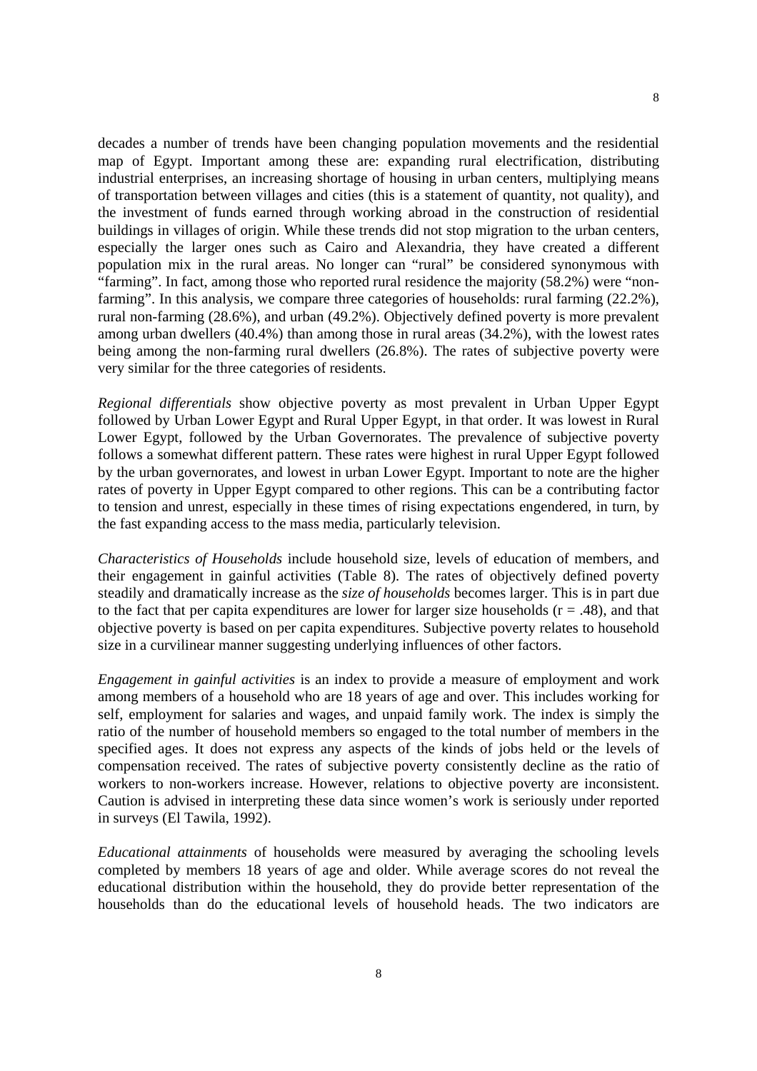decades a number of trends have been changing population movements and the residential map of Egypt. Important among these are: expanding rural electrification, distributing industrial enterprises, an increasing shortage of housing in urban centers, multiplying means of transportation between villages and cities (this is a statement of quantity, not quality), and the investment of funds earned through working abroad in the construction of residential buildings in villages of origin. While these trends did not stop migration to the urban centers, especially the larger ones such as Cairo and Alexandria, they have created a different population mix in the rural areas. No longer can "rural" be considered synonymous with "farming". In fact, among those who reported rural residence the majority (58.2%) were "non-farming". In this analysis, we compare three categories of households: rural farming (22.2%), rural non-farming (28.6%), and urban (49.2%). Objectively defined poverty is more prevalent among urban dwellers (40.4%) than among those in rural areas (34.2%), with the lowest rates being among the non-farming rural dwellers (26.8%). The rates of subjective poverty were very similar for the three categories of residents.

*Regional differentials* show objective poverty as most prevalent in Urban Upper Egypt followed by Urban Lower Egypt and Rural Upper Egypt, in that order. It was lowest in Rural Lower Egypt, followed by the Urban Governorates. The prevalence of subjective poverty follows a somewhat different pattern. These rates were highest in rural Upper Egypt followed by the urban governorates, and lowest in urban Lower Egypt. Important to note are the higher rates of poverty in Upper Egypt compared to other regions. This can be a contributing factor to tension and unrest, especially in these times of rising expectations engendered, in turn, by the fast expanding access to the mass media, particularly television.

*Characteristics of Households* include household size, levels of education of members, and their engagement in gainful activities (Table 8). The rates of objectively defined poverty steadily and dramatically increase as the *size of households* becomes larger. This is in part due to the fact that per capita expenditures are lower for larger size households ($r = .48$), and that objective poverty is based on per capita expenditures. Subjective poverty relates to household size in a curvilinear manner suggesting underlying influences of other factors.

*Engagement in gainful activities* is an index to provide a measure of employment and work among members of a household who are 18 years of age and over. This includes working for self, employment for salaries and wages, and unpaid family work. The index is simply the ratio of the number of household members so engaged to the total number of members in the specified ages. It does not express any aspects of the kinds of jobs held or the levels of compensation received. The rates of subjective poverty consistently decline as the ratio of workers to non-workers increase. However, relations to objective poverty are inconsistent. Caution is advised in interpreting these data since women's work is seriously under reported in surveys (El Tawila, 1992).

*Educational attainments* of households were measured by averaging the schooling levels completed by members 18 years of age and older. While average scores do not reveal the educational distribution within the household, they do provide better representation of the households than do the educational levels of household heads. The two indicators are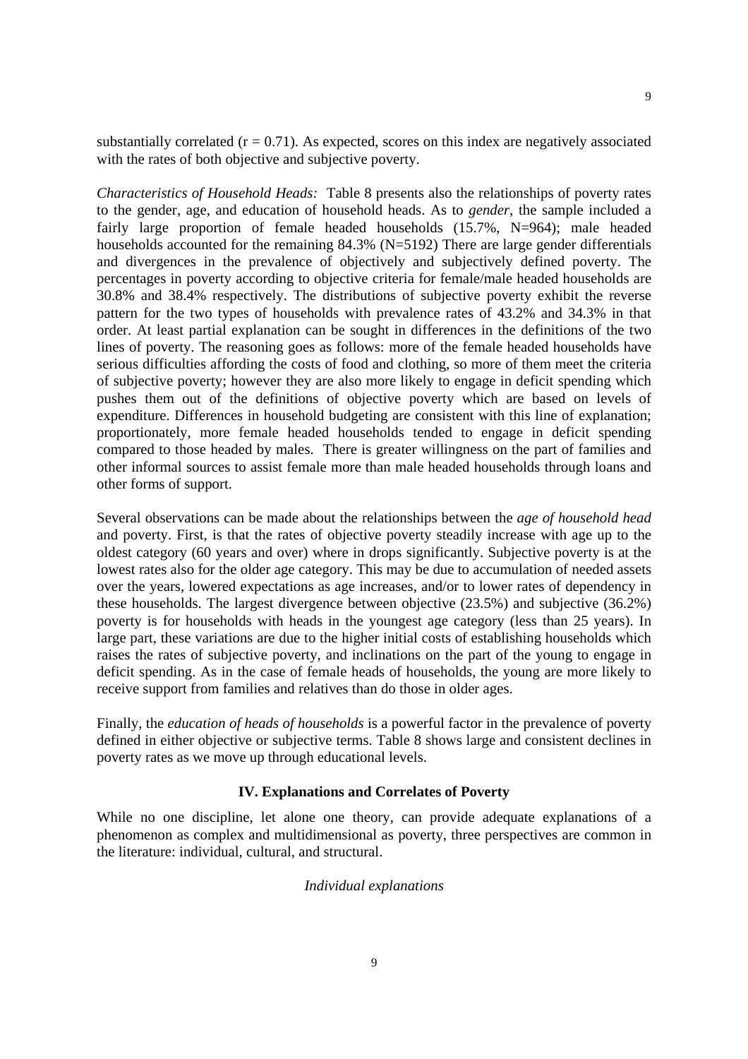substantially correlated ($r = 0.71$). As expected, scores on this index are negatively associated with the rates of both objective and subjective poverty.

*Characteristics of Household Heads:* Table 8 presents also the relationships of poverty rates to the gender, age, and education of household heads. As to *gender*, the sample included a fairly large proportion of female headed households (15.7%, N=964); male headed households accounted for the remaining 84.3% (N=5192) There are large gender differentials and divergences in the prevalence of objectively and subjectively defined poverty. The percentages in poverty according to objective criteria for female/male headed households are 30.8% and 38.4% respectively. The distributions of subjective poverty exhibit the reverse pattern for the two types of households with prevalence rates of 43.2% and 34.3% in that order. At least partial explanation can be sought in differences in the definitions of the two lines of poverty. The reasoning goes as follows: more of the female headed households have serious difficulties affording the costs of food and clothing, so more of them meet the criteria of subjective poverty; however they are also more likely to engage in deficit spending which pushes them out of the definitions of objective poverty which are based on levels of expenditure. Differences in household budgeting are consistent with this line of explanation; proportionately, more female headed households tended to engage in deficit spending compared to those headed by males. There is greater willingness on the part of families and other informal sources to assist female more than male headed households through loans and other forms of support.

Several observations can be made about the relationships between the *age of household head* and poverty. First, is that the rates of objective poverty steadily increase with age up to the oldest category (60 years and over) where in drops significantly. Subjective poverty is at the lowest rates also for the older age category. This may be due to accumulation of needed assets over the years, lowered expectations as age increases, and/or to lower rates of dependency in these households. The largest divergence between objective (23.5%) and subjective (36.2%) poverty is for households with heads in the youngest age category (less than 25 years). In large part, these variations are due to the higher initial costs of establishing households which raises the rates of subjective poverty, and inclinations on the part of the young to engage in deficit spending. As in the case of female heads of households, the young are more likely to receive support from families and relatives than do those in older ages.

Finally, the *education of heads of households* is a powerful factor in the prevalence of poverty defined in either objective or subjective terms. Table 8 shows large and consistent declines in poverty rates as we move up through educational levels.

## IV. Explanations and Correlates of Poverty

While no one discipline, let alone one theory, can provide adequate explanations of a phenomenon as complex and multidimensional as poverty, three perspectives are common in the literature: individual, cultural, and structural.

### *Individual explanations*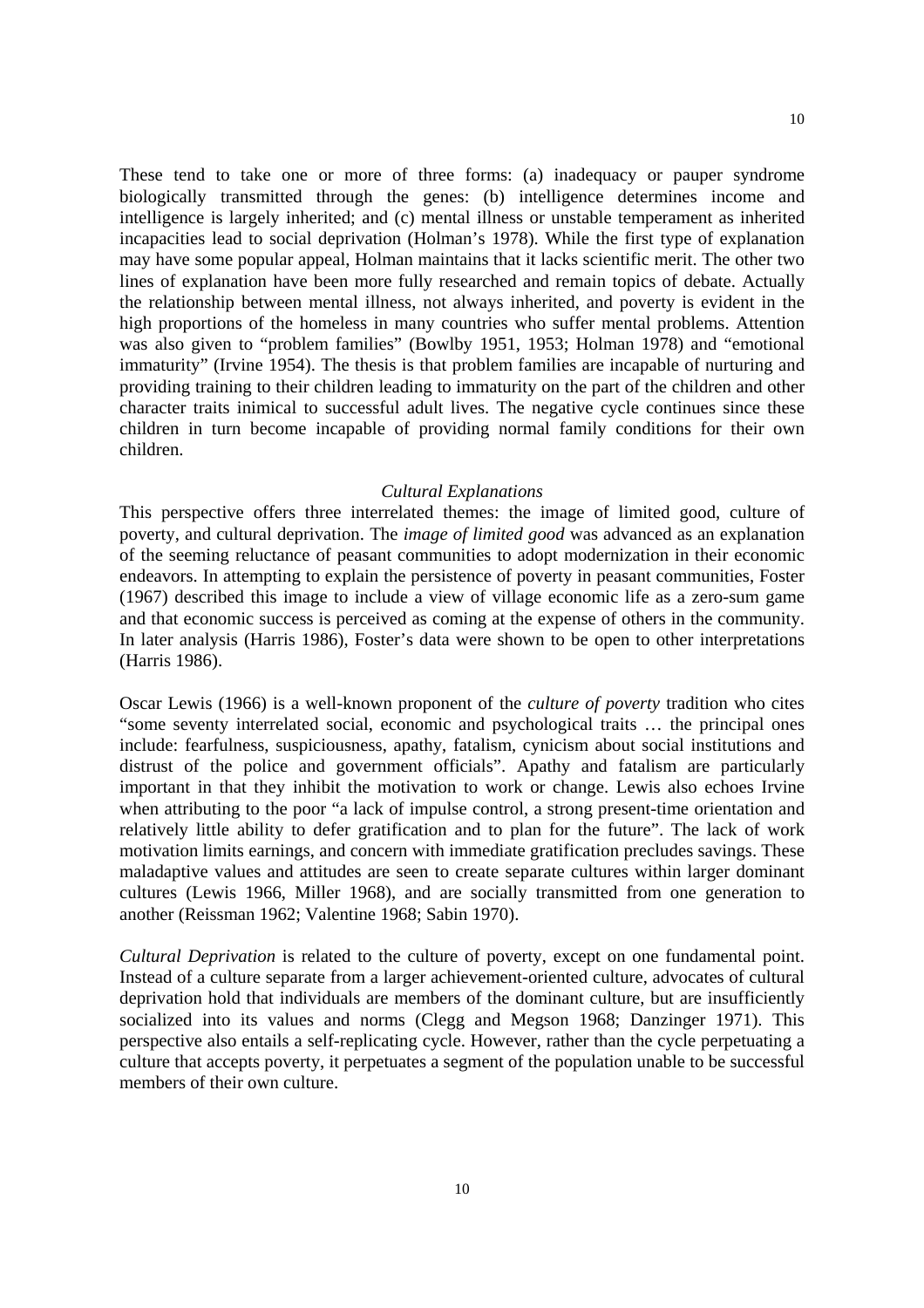These tend to take one or more of three forms: (a) inadequacy or pauper syndrome biologically transmitted through the genes: (b) intelligence determines income and intelligence is largely inherited; and (c) mental illness or unstable temperament as inherited incapacities lead to social deprivation (Holman's 1978). While the first type of explanation may have some popular appeal, Holman maintains that it lacks scientific merit. The other two lines of explanation have been more fully researched and remain topics of debate. Actually the relationship between mental illness, not always inherited, and poverty is evident in the high proportions of the homeless in many countries who suffer mental problems. Attention was also given to "problem families" (Bowlby 1951, 1953; Holman 1978) and "emotional immaturity" (Irvine 1954). The thesis is that problem families are incapable of nurturing and providing training to their children leading to immaturity on the part of the children and other character traits inimical to successful adult lives. The negative cycle continues since these children in turn become incapable of providing normal family conditions for their own children.

### *Cultural Explanations*

This perspective offers three interrelated themes: the image of limited good, culture of poverty, and cultural deprivation. The *image of limited good* was advanced as an explanation of the seeming reluctance of peasant communities to adopt modernization in their economic endeavors. In attempting to explain the persistence of poverty in peasant communities, Foster (1967) described this image to include a view of village economic life as a zero-sum game and that economic success is perceived as coming at the expense of others in the community. In later analysis (Harris 1986), Foster's data were shown to be open to other interpretations (Harris 1986).

Oscar Lewis (1966) is a well-known proponent of the *culture of poverty* tradition who cites "some seventy interrelated social, economic and psychological traits … the principal ones include: fearfulness, suspiciousness, apathy, fatalism, cynicism about social institutions and distrust of the police and government officials". Apathy and fatalism are particularly important in that they inhibit the motivation to work or change. Lewis also echoes Irvine when attributing to the poor "a lack of impulse control, a strong present-time orientation and relatively little ability to defer gratification and to plan for the future". The lack of work motivation limits earnings, and concern with immediate gratification precludes savings. These maladaptive values and attitudes are seen to create separate cultures within larger dominant cultures (Lewis 1966, Miller 1968), and are socially transmitted from one generation to another (Reissman 1962; Valentine 1968; Sabin 1970).

*Cultural Deprivation* is related to the culture of poverty, except on one fundamental point. Instead of a culture separate from a larger achievement-oriented culture, advocates of cultural deprivation hold that individuals are members of the dominant culture, but are insufficiently socialized into its values and norms (Clegg and Megson 1968; Danzinger 1971). This perspective also entails a self-replicating cycle. However, rather than the cycle perpetuating a culture that accepts poverty, it perpetuates a segment of the population unable to be successful members of their own culture.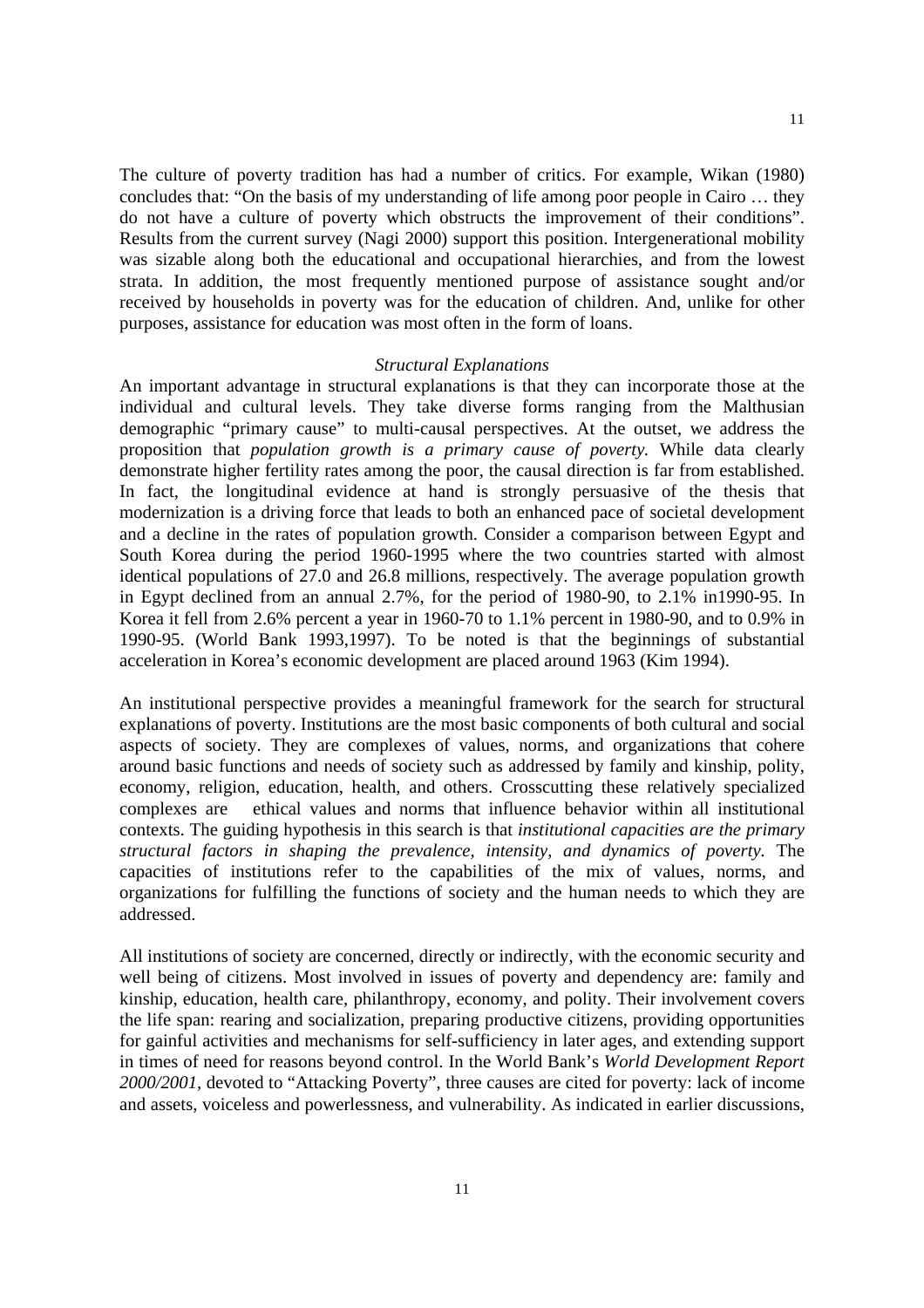The culture of poverty tradition has had a number of critics. For example, Wikan (1980) concludes that: "On the basis of my understanding of life among poor people in Cairo … they do not have a culture of poverty which obstructs the improvement of their conditions". Results from the current survey (Nagi 2000) support this position. Intergenerational mobility was sizable along both the educational and occupational hierarchies, and from the lowest strata. In addition, the most frequently mentioned purpose of assistance sought and/or received by households in poverty was for the education of children. And, unlike for other purposes, assistance for education was most often in the form of loans.

### *Structural Explanations*

An important advantage in structural explanations is that they can incorporate those at the individual and cultural levels. They take diverse forms ranging from the Malthusian demographic "primary cause" to multi-causal perspectives. At the outset, we address the proposition that *population growth is a primary cause of poverty.* While data clearly demonstrate higher fertility rates among the poor, the causal direction is far from established. In fact, the longitudinal evidence at hand is strongly persuasive of the thesis that modernization is a driving force that leads to both an enhanced pace of societal development and a decline in the rates of population growth. Consider a comparison between Egypt and South Korea during the period 1960-1995 where the two countries started with almost identical populations of 27.0 and 26.8 millions, respectively. The average population growth in Egypt declined from an annual 2.7%, for the period of 1980-90, to 2.1% in1990-95. In Korea it fell from 2.6% percent a year in 1960-70 to 1.1% percent in 1980-90, and to 0.9% in 1990-95. (World Bank 1993,1997). To be noted is that the beginnings of substantial acceleration in Korea's economic development are placed around 1963 (Kim 1994).

An institutional perspective provides a meaningful framework for the search for structural explanations of poverty. Institutions are the most basic components of both cultural and social aspects of society. They are complexes of values, norms, and organizations that cohere around basic functions and needs of society such as addressed by family and kinship, polity, economy, religion, education, health, and others. Crosscutting these relatively specialized complexes are ethical values and norms that influence behavior within all institutional contexts. The guiding hypothesis in this search is that *institutional capacities are the primary structural factors in shaping the prevalence, intensity, and dynamics of poverty.* The capacities of institutions refer to the capabilities of the mix of values, norms, and organizations for fulfilling the functions of society and the human needs to which they are addressed.

All institutions of society are concerned, directly or indirectly, with the economic security and well being of citizens. Most involved in issues of poverty and dependency are: family and kinship, education, health care, philanthropy, economy, and polity. Their involvement covers the life span: rearing and socialization, preparing productive citizens, providing opportunities for gainful activities and mechanisms for self-sufficiency in later ages, and extending support in times of need for reasons beyond control. In the World Bank's *World Development Report 2000/2001*, devoted to "Attacking Poverty", three causes are cited for poverty: lack of income and assets, voiceless and powerlessness, and vulnerability. As indicated in earlier discussions,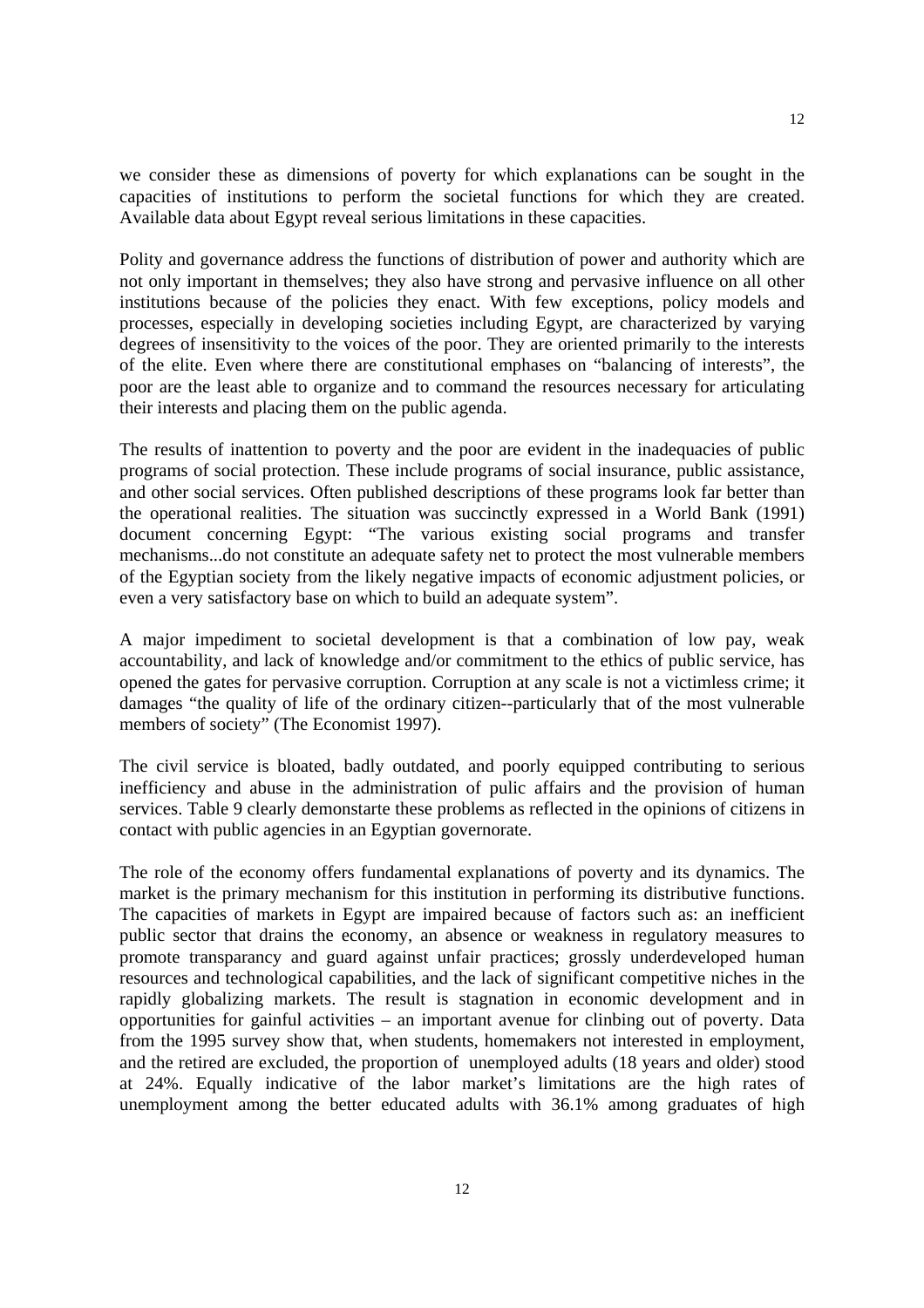we consider these as dimensions of poverty for which explanations can be sought in the capacities of institutions to perform the societal functions for which they are created. Available data about Egypt reveal serious limitations in these capacities.

Polity and governance address the functions of distribution of power and authority which are not only important in themselves; they also have strong and pervasive influence on all other institutions because of the policies they enact. With few exceptions, policy models and processes, especially in developing societies including Egypt, are characterized by varying degrees of insensitivity to the voices of the poor. They are oriented primarily to the interests of the elite. Even where there are constitutional emphases on "balancing of interests", the poor are the least able to organize and to command the resources necessary for articulating their interests and placing them on the public agenda.

The results of inattention to poverty and the poor are evident in the inadequacies of public programs of social protection. These include programs of social insurance, public assistance, and other social services. Often published descriptions of these programs look far better than the operational realities. The situation was succinctly expressed in a World Bank (1991) document concerning Egypt: "The various existing social programs and transfer mechanisms...do not constitute an adequate safety net to protect the most vulnerable members of the Egyptian society from the likely negative impacts of economic adjustment policies, or even a very satisfactory base on which to build an adequate system".

A major impediment to societal development is that a combination of low pay, weak accountability, and lack of knowledge and/or commitment to the ethics of public service, has opened the gates for pervasive corruption. Corruption at any scale is not a victimless crime; it damages "the quality of life of the ordinary citizen--particularly that of the most vulnerable members of society" (The Economist 1997).

The civil service is bloated, badly outdated, and poorly equipped contributing to serious inefficiency and abuse in the administration of pulic affairs and the provision of human services. Table 9 clearly demonstarte these problems as reflected in the opinions of citizens in contact with public agencies in an Egyptian governorate.

The role of the economy offers fundamental explanations of poverty and its dynamics. The market is the primary mechanism for this institution in performing its distributive functions. The capacities of markets in Egypt are impaired because of factors such as: an inefficient public sector that drains the economy, an absence or weakness in regulatory measures to promote transparancy and guard against unfair practices; grossly underdeveloped human resources and technological capabilities, and the lack of significant competitive niches in the rapidly globalizing markets. The result is stagnation in economic development and in opportunities for gainful activities – an important avenue for clinbing out of poverty. Data from the 1995 survey show that, when students, homemakers not interested in employment, and the retired are excluded, the proportion of unemployed adults (18 years and older) stood at 24%. Equally indicative of the labor market's limitations are the high rates of unemployment among the better educated adults with 36.1% among graduates of high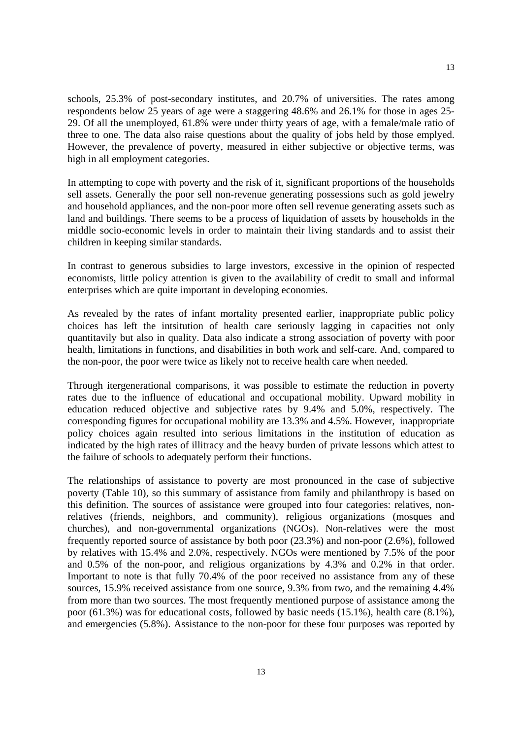schools, 25.3% of post-secondary institutes, and 20.7% of universities. The rates among respondents below 25 years of age were a staggering 48.6% and 26.1% for those in ages 25-29. Of all the unemployed, 61.8% were under thirty years of age, with a female/male ratio of three to one. The data also raise questions about the quality of jobs held by those emplyed. However, the prevalence of poverty, measured in either subjective or objective terms, was high in all employment categories.

In attempting to cope with poverty and the risk of it, significant proportions of the households sell assets. Generally the poor sell non-revenue generating possessions such as gold jewelry and household appliances, and the non-poor more often sell revenue generating assets such as land and buildings. There seems to be a process of liquidation of assets by households in the middle socio-economic levels in order to maintain their living standards and to assist their children in keeping similar standards.

In contrast to generous subsidies to large investors, excessive in the opinion of respected economists, little policy attention is given to the availability of credit to small and informal enterprises which are quite important in developing economies.

As revealed by the rates of infant mortality presented earlier, inappropriate public policy choices has left the intsitution of health care seriously lagging in capacities not only quantitavily but also in quality. Data also indicate a strong association of poverty with poor health, limitations in functions, and disabilities in both work and self-care. And, compared to the non-poor, the poor were twice as likely not to receive health care when needed.

Through itergenerational comparisons, it was possible to estimate the reduction in poverty rates due to the influence of educational and occupational mobility. Upward mobility in education reduced objective and subjective rates by 9.4% and 5.0%, respectively. The corresponding figures for occupational mobility are 13.3% and 4.5%. However, inappropriate policy choices again resulted into serious limitations in the institution of education as indicated by the high rates of illitracy and the heavy burden of private lessons which attest to the failure of schools to adequately perform their functions.

The relationships of assistance to poverty are most pronounced in the case of subjective poverty (Table 10), so this summary of assistance from family and philanthropy is based on this definition. The sources of assistance were grouped into four categories: relatives, non-relatives (friends, neighbors, and community), religious organizations (mosques and churches), and non-governmental organizations (NGOs). Non-relatives were the most frequently reported source of assistance by both poor (23.3%) and non-poor (2.6%), followed by relatives with 15.4% and 2.0%, respectively. NGOs were mentioned by 7.5% of the poor and 0.5% of the non-poor, and religious organizations by 4.3% and 0.2% in that order. Important to note is that fully 70.4% of the poor received no assistance from any of these sources, 15.9% received assistance from one source, 9.3% from two, and the remaining 4.4% from more than two sources. The most frequently mentioned purpose of assistance among the poor (61.3%) was for educational costs, followed by basic needs (15.1%), health care (8.1%), and emergencies (5.8%). Assistance to the non-poor for these four purposes was reported by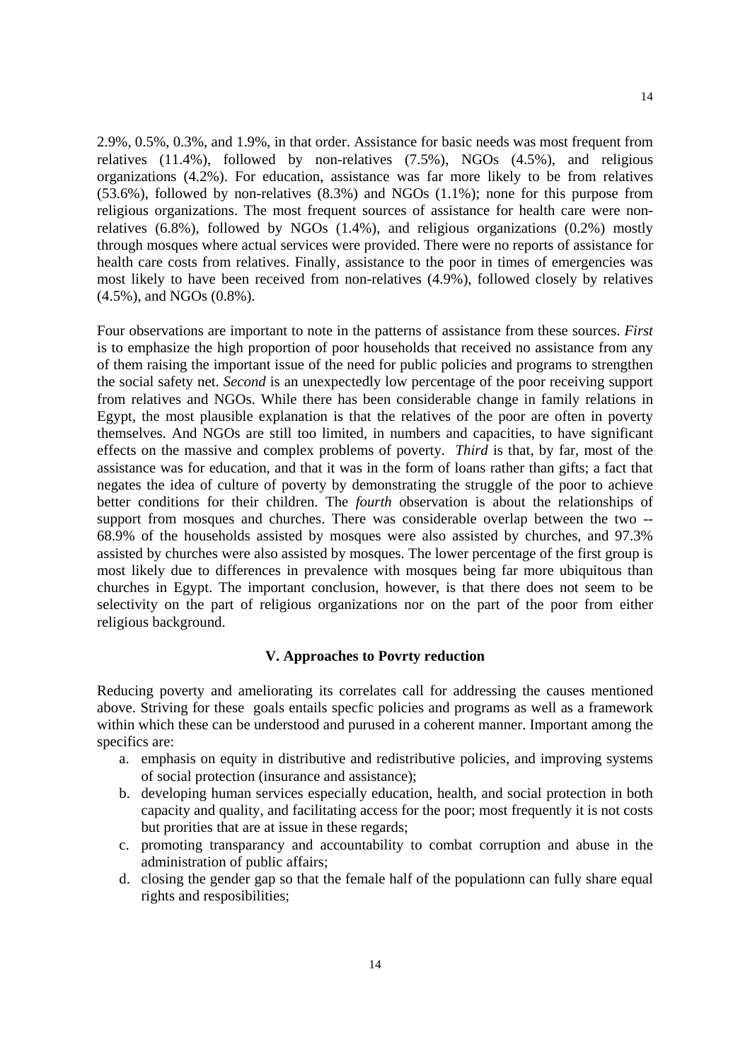2.9%, 0.5%, 0.3%, and 1.9%, in that order. Assistance for basic needs was most frequent from relatives (11.4%), followed by non-relatives (7.5%), NGOs (4.5%), and religious organizations (4.2%). For education, assistance was far more likely to be from relatives (53.6%), followed by non-relatives (8.3%) and NGOs (1.1%); none for this purpose from religious organizations. The most frequent sources of assistance for health care were non-relatives (6.8%), followed by NGOs (1.4%), and religious organizations (0.2%) mostly through mosques where actual services were provided. There were no reports of assistance for health care costs from relatives. Finally, assistance to the poor in times of emergencies was most likely to have been received from non-relatives (4.9%), followed closely by relatives (4.5%), and NGOs (0.8%).

Four observations are important to note in the patterns of assistance from these sources. *First* is to emphasize the high proportion of poor households that received no assistance from any of them raising the important issue of the need for public policies and programs to strengthen the social safety net. *Second* is an unexpectedly low percentage of the poor receiving support from relatives and NGOs. While there has been considerable change in family relations in Egypt, the most plausible explanation is that the relatives of the poor are often in poverty themselves. And NGOs are still too limited, in numbers and capacities, to have significant effects on the massive and complex problems of poverty. *Third* is that, by far, most of the assistance was for education, and that it was in the form of loans rather than gifts; a fact that negates the idea of culture of poverty by demonstrating the struggle of the poor to achieve better conditions for their children. The *fourth* observation is about the relationships of support from mosques and churches. There was considerable overlap between the two -- 68.9% of the households assisted by mosques were also assisted by churches, and 97.3% assisted by churches were also assisted by mosques. The lower percentage of the first group is most likely due to differences in prevalence with mosques being far more ubiquitous than churches in Egypt. The important conclusion, however, is that there does not seem to be selectivity on the part of religious organizations nor on the part of the poor from either religious background.

## V. Approaches to Povrty reduction

Reducing poverty and ameliorating its correlates call for addressing the causes mentioned above. Striving for these goals entails specfic policies and programs as well as a framework within which these can be understood and purused in a coherent manner. Important among the specifics are:

a. emphasis on equity in distributive and redistributive policies, and improving systems of social protection (insurance and assistance);
b. developing human services especially education, health, and social protection in both capacity and quality, and facilitating access for the poor; most frequently it is not costs but prorities that are at issue in these regards;
c. promoting transparancy and accountability to combat corruption and abuse in the administration of public affairs;
d. closing the gender gap so that the female half of the populationn can fully share equal rights and resposibilities;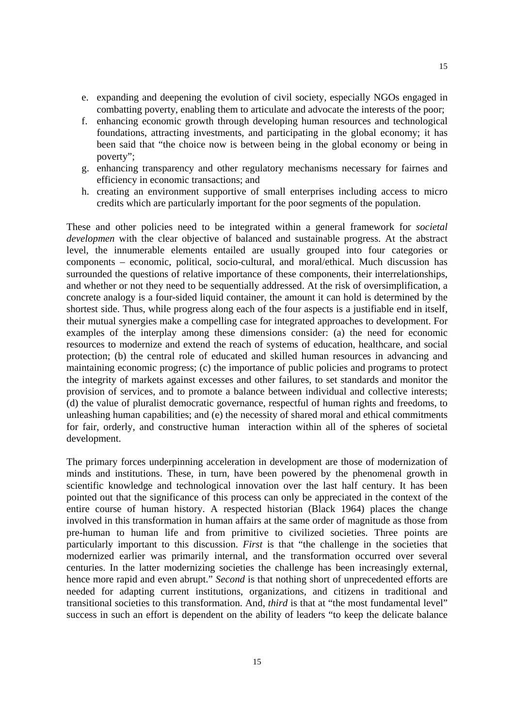e. expanding and deepening the evolution of civil society, especially NGOs engaged in combatting poverty, enabling them to articulate and advocate the interests of the poor;
f. enhancing economic growth through developing human resources and technological foundations, attracting investments, and participating in the global economy; it has been said that "the choice now is between being in the global economy or being in poverty";
g. enhancing transparency and other regulatory mechanisms necessary for fairnes and efficiency in economic transactions; and
h. creating an environment supportive of small enterprises including access to micro credits which are particularly important for the poor segments of the population.

These and other policies need to be integrated within a general framework for *societal developmen* with the clear objective of balanced and sustainable progress. At the abstract level, the innumerable elements entailed are usually grouped into four categories or components – economic, political, socio-cultural, and moral/ethical. Much discussion has surrounded the questions of relative importance of these components, their interrelationships, and whether or not they need to be sequentially addressed. At the risk of oversimplification, a concrete analogy is a four-sided liquid container, the amount it can hold is determined by the shortest side. Thus, while progress along each of the four aspects is a justifiable end in itself, their mutual synergies make a compelling case for integrated approaches to development. For examples of the interplay among these dimensions consider: (a) the need for economic resources to modernize and extend the reach of systems of education, healthcare, and social protection; (b) the central role of educated and skilled human resources in advancing and maintaining economic progress; (c) the importance of public policies and programs to protect the integrity of markets against excesses and other failures, to set standards and monitor the provision of services, and to promote a balance between individual and collective interests; (d) the value of pluralist democratic governance, respectful of human rights and freedoms, to unleashing human capabilities; and (e) the necessity of shared moral and ethical commitments for fair, orderly, and constructive human interaction within all of the spheres of societal development.

The primary forces underpinning acceleration in development are those of modernization of minds and institutions. These, in turn, have been powered by the phenomenal growth in scientific knowledge and technological innovation over the last half century. It has been pointed out that the significance of this process can only be appreciated in the context of the entire course of human history. A respected historian (Black 1964) places the change involved in this transformation in human affairs at the same order of magnitude as those from pre-human to human life and from primitive to civilized societies. Three points are particularly important to this discussion. *First* is that "the challenge in the societies that modernized earlier was primarily internal, and the transformation occurred over several centuries. In the latter modernizing societies the challenge has been increasingly external, hence more rapid and even abrupt." *Second* is that nothing short of unprecedented efforts are needed for adapting current institutions, organizations, and citizens in traditional and transitional societies to this transformation. And, *third* is that at "the most fundamental level" success in such an effort is dependent on the ability of leaders "to keep the delicate balance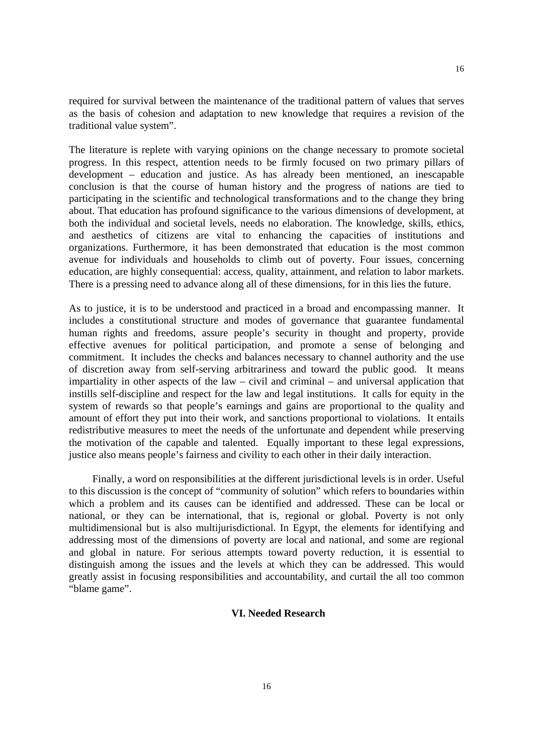required for survival between the maintenance of the traditional pattern of values that serves as the basis of cohesion and adaptation to new knowledge that requires a revision of the traditional value system".

The literature is replete with varying opinions on the change necessary to promote societal progress. In this respect, attention needs to be firmly focused on two primary pillars of development – education and justice. As has already been mentioned, an inescapable conclusion is that the course of human history and the progress of nations are tied to participating in the scientific and technological transformations and to the change they bring about. That education has profound significance to the various dimensions of development, at both the individual and societal levels, needs no elaboration. The knowledge, skills, ethics, and aesthetics of citizens are vital to enhancing the capacities of institutions and organizations. Furthermore, it has been demonstrated that education is the most common avenue for individuals and households to climb out of poverty. Four issues, concerning education, are highly consequential: access, quality, attainment, and relation to labor markets. There is a pressing need to advance along all of these dimensions, for in this lies the future.

As to justice, it is to be understood and practiced in a broad and encompassing manner. It includes a constitutional structure and modes of governance that guarantee fundamental human rights and freedoms, assure people's security in thought and property, provide effective avenues for political participation, and promote a sense of belonging and commitment. It includes the checks and balances necessary to channel authority and the use of discretion away from self-serving arbitrariness and toward the public good. It means impartiality in other aspects of the law – civil and criminal – and universal application that instills self-discipline and respect for the law and legal institutions. It calls for equity in the system of rewards so that people's earnings and gains are proportional to the quality and amount of effort they put into their work, and sanctions proportional to violations. It entails redistributive measures to meet the needs of the unfortunate and dependent while preserving the motivation of the capable and talented. Equally important to these legal expressions, justice also means people's fairness and civility to each other in their daily interaction.

Finally, a word on responsibilities at the different jurisdictional levels is in order. Useful to this discussion is the concept of "community of solution" which refers to boundaries within which a problem and its causes can be identified and addressed. These can be local or national, or they can be international, that is, regional or global. Poverty is not only multidimensional but is also multijurisdictional. In Egypt, the elements for identifying and addressing most of the dimensions of poverty are local and national, and some are regional and global in nature. For serious attempts toward poverty reduction, it is essential to distinguish among the issues and the levels at which they can be addressed. This would greatly assist in focusing responsibilities and accountability, and curtail the all too common "blame game".

## VI. Needed Research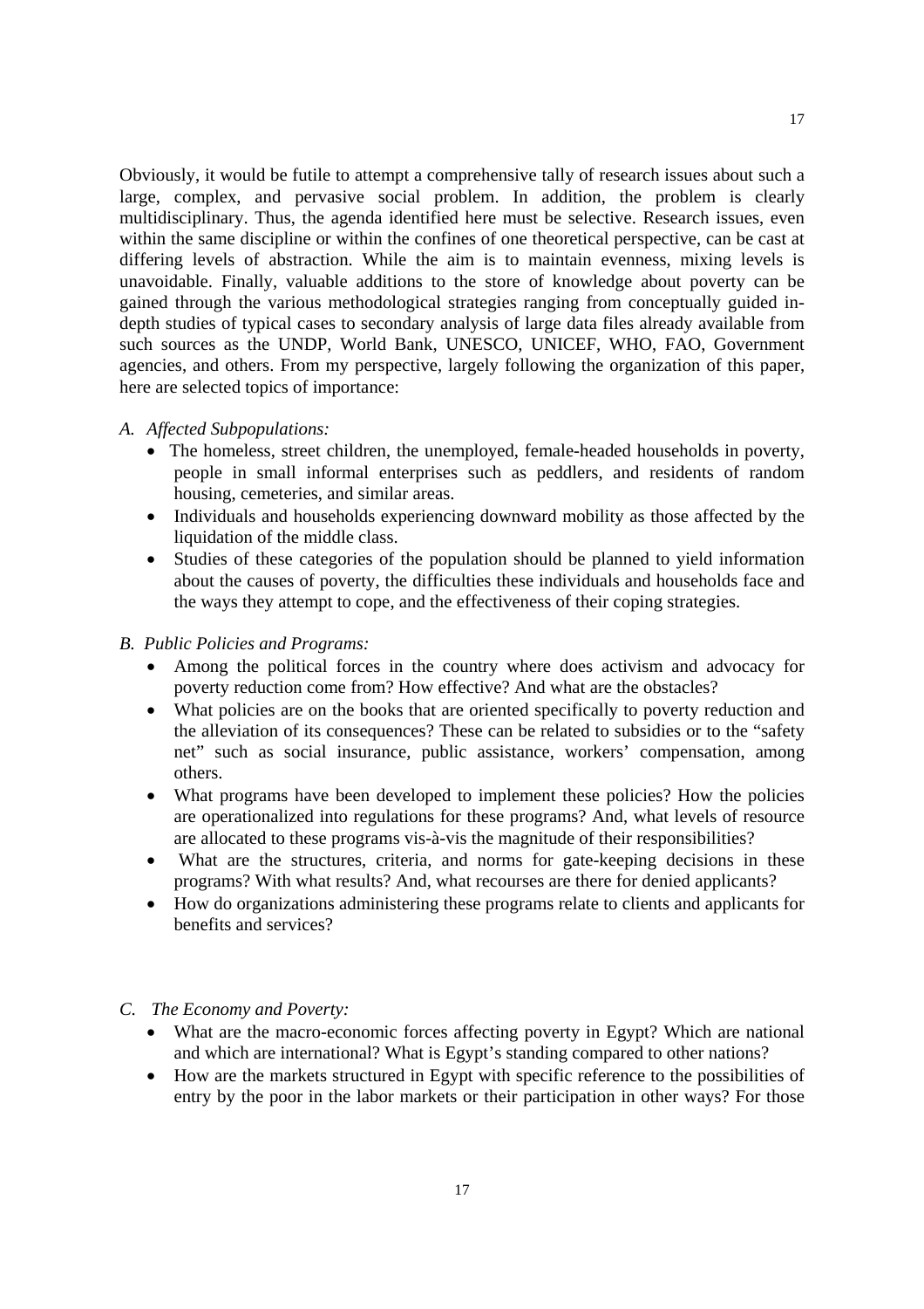Obviously, it would be futile to attempt a comprehensive tally of research issues about such a large, complex, and pervasive social problem. In addition, the problem is clearly multidisciplinary. Thus, the agenda identified here must be selective. Research issues, even within the same discipline or within the confines of one theoretical perspective, can be cast at differing levels of abstraction. While the aim is to maintain evenness, mixing levels is unavoidable. Finally, valuable additions to the store of knowledge about poverty can be gained through the various methodological strategies ranging from conceptually guided in-depth studies of typical cases to secondary analysis of large data files already available from such sources as the UNDP, World Bank, UNESCO, UNICEF, WHO, FAO, Government agencies, and others. From my perspective, largely following the organization of this paper, here are selected topics of importance:

*A. Affected Subpopulations:*

- The homeless, street children, the unemployed, female-headed households in poverty, people in small informal enterprises such as peddlers, and residents of random housing, cemeteries, and similar areas.
- Individuals and households experiencing downward mobility as those affected by the liquidation of the middle class.
- Studies of these categories of the population should be planned to yield information about the causes of poverty, the difficulties these individuals and households face and the ways they attempt to cope, and the effectiveness of their coping strategies.

*B. Public Policies and Programs:*

- Among the political forces in the country where does activism and advocacy for poverty reduction come from? How effective? And what are the obstacles?
- What policies are on the books that are oriented specifically to poverty reduction and the alleviation of its consequences? These can be related to subsidies or to the "safety net" such as social insurance, public assistance, workers' compensation, among others.
- What programs have been developed to implement these policies? How the policies are operationalized into regulations for these programs? And, what levels of resource are allocated to these programs vis-à-vis the magnitude of their responsibilities?
- What are the structures, criteria, and norms for gate-keeping decisions in these programs? With what results? And, what recourses are there for denied applicants?
- How do organizations administering these programs relate to clients and applicants for benefits and services?

*C. The Economy and Poverty:*

- What are the macro-economic forces affecting poverty in Egypt? Which are national and which are international? What is Egypt's standing compared to other nations?
- How are the markets structured in Egypt with specific reference to the possibilities of entry by the poor in the labor markets or their participation in other ways? For those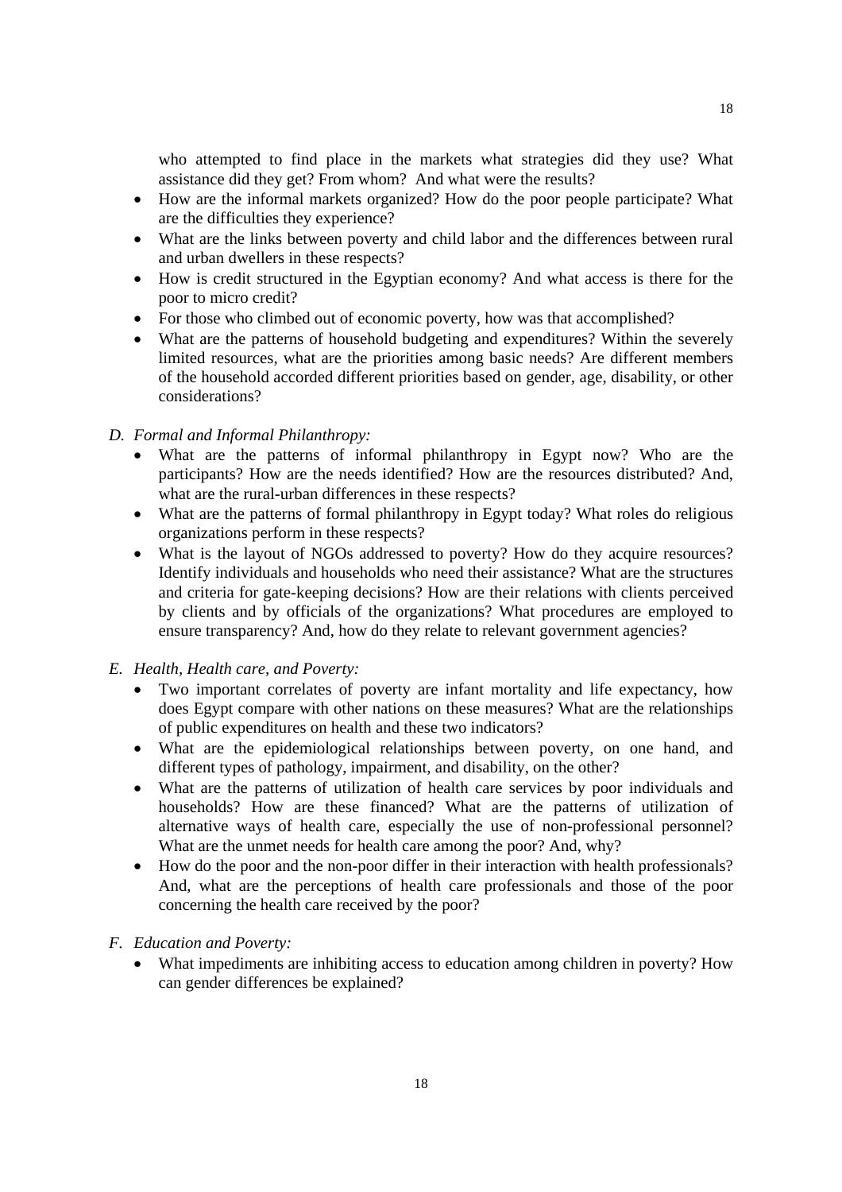who attempted to find place in the markets what strategies did they use? What assistance did they get? From whom? And what were the results?

- How are the informal markets organized? How do the poor people participate? What are the difficulties they experience?
- What are the links between poverty and child labor and the differences between rural and urban dwellers in these respects?
- How is credit structured in the Egyptian economy? And what access is there for the poor to micro credit?
- For those who climbed out of economic poverty, how was that accomplished?
- What are the patterns of household budgeting and expenditures? Within the severely limited resources, what are the priorities among basic needs? Are different members of the household accorded different priorities based on gender, age, disability, or other considerations?

*D. Formal and Informal Philanthropy:*

- What are the patterns of informal philanthropy in Egypt now? Who are the participants? How are the needs identified? How are the resources distributed? And, what are the rural-urban differences in these respects?
- What are the patterns of formal philanthropy in Egypt today? What roles do religious organizations perform in these respects?
- What is the layout of NGOs addressed to poverty? How do they acquire resources? Identify individuals and households who need their assistance? What are the structures and criteria for gate-keeping decisions? How are their relations with clients perceived by clients and by officials of the organizations? What procedures are employed to ensure transparency? And, how do they relate to relevant government agencies?

*E. Health, Health care, and Poverty:*

- Two important correlates of poverty are infant mortality and life expectancy, how does Egypt compare with other nations on these measures? What are the relationships of public expenditures on health and these two indicators?
- What are the epidemiological relationships between poverty, on one hand, and different types of pathology, impairment, and disability, on the other?
- What are the patterns of utilization of health care services by poor individuals and households? How are these financed? What are the patterns of utilization of alternative ways of health care, especially the use of non-professional personnel? What are the unmet needs for health care among the poor? And, why?
- How do the poor and the non-poor differ in their interaction with health professionals? And, what are the perceptions of health care professionals and those of the poor concerning the health care received by the poor?

*F. Education and Poverty:*

- What impediments are inhibiting access to education among children in poverty? How can gender differences be explained?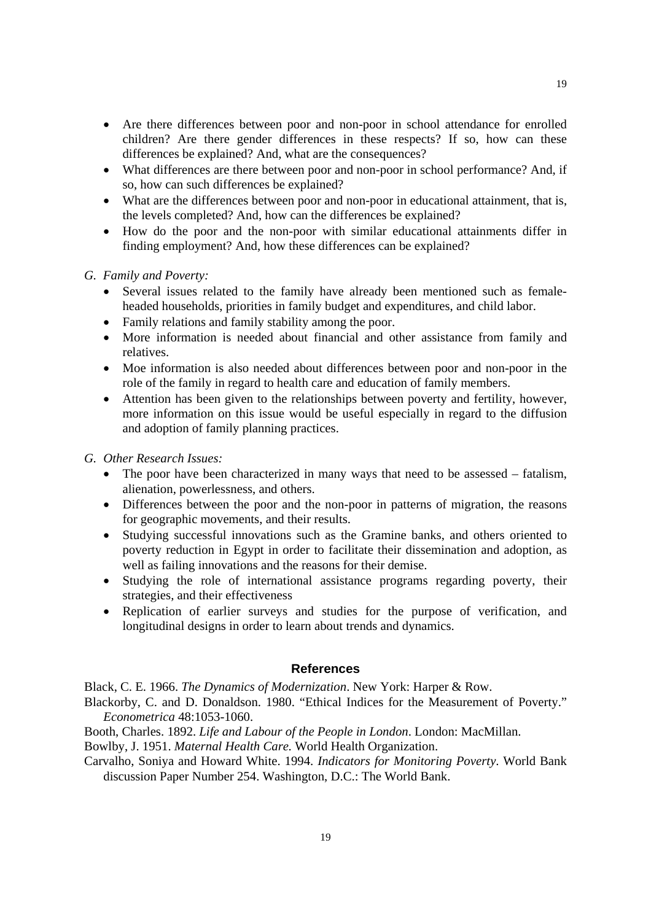- Are there differences between poor and non-poor in school attendance for enrolled children? Are there gender differences in these respects? If so, how can these differences be explained? And, what are the consequences?
- What differences are there between poor and non-poor in school performance? And, if so, how can such differences be explained?
- What are the differences between poor and non-poor in educational attainment, that is, the levels completed? And, how can the differences be explained?
- How do the poor and the non-poor with similar educational attainments differ in finding employment? And, how these differences can be explained?

*G. Family and Poverty:*

- Several issues related to the family have already been mentioned such as female-headed households, priorities in family budget and expenditures, and child labor.
- Family relations and family stability among the poor.
- More information is needed about financial and other assistance from family and relatives.
- Moe information is also needed about differences between poor and non-poor in the role of the family in regard to health care and education of family members.
- Attention has been given to the relationships between poverty and fertility, however, more information on this issue would be useful especially in regard to the diffusion and adoption of family planning practices.

*G. Other Research Issues:*

- The poor have been characterized in many ways that need to be assessed – fatalism, alienation, powerlessness, and others.
- Differences between the poor and the non-poor in patterns of migration, the reasons for geographic movements, and their results.
- Studying successful innovations such as the Gramine banks, and others oriented to poverty reduction in Egypt in order to facilitate their dissemination and adoption, as well as failing innovations and the reasons for their demise.
- Studying the role of international assistance programs regarding poverty, their strategies, and their effectiveness
- Replication of earlier surveys and studies for the purpose of verification, and longitudinal designs in order to learn about trends and dynamics.

## References

Black, C. E. 1966. *The Dynamics of Modernization*. New York: Harper & Row.

Blackorby, C. and D. Donaldson. 1980. "Ethical Indices for the Measurement of Poverty." *Econometrica* 48:1053-1060.

Booth, Charles. 1892. *Life and Labour of the People in London*. London: MacMillan.

Bowlby, J. 1951. *Maternal Health Care.* World Health Organization.

Carvalho, Soniya and Howard White. 1994. *Indicators for Monitoring Poverty*. World Bank discussion Paper Number 254. Washington, D.C.: The World Bank.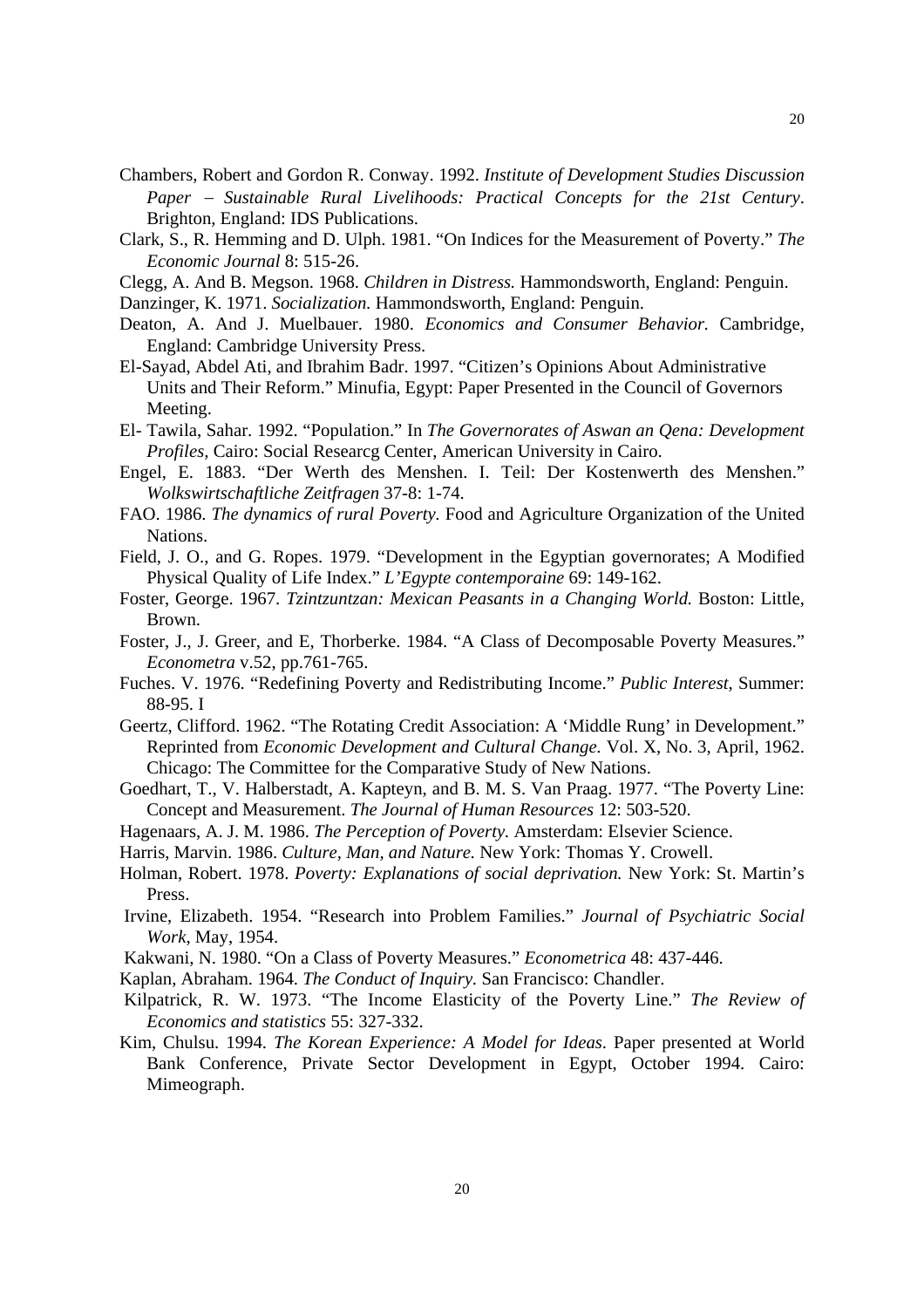Chambers, Robert and Gordon R. Conway. 1992. *Institute of Development Studies Discussion Paper – Sustainable Rural Livelihoods: Practical Concepts for the 21st Century*. Brighton, England: IDS Publications.

Clark, S., R. Hemming and D. Ulph. 1981. "On Indices for the Measurement of Poverty." *The Economic Journal* 8: 515-26.

Clegg, A. And B. Megson. 1968. *Children in Distress.* Hammondsworth, England: Penguin.

Danzinger, K. 1971. *Socialization.* Hammondsworth, England: Penguin.

Deaton, A. And J. Muelbauer. 1980. *Economics and Consumer Behavior.* Cambridge, England: Cambridge University Press.

El-Sayad, Abdel Ati, and Ibrahim Badr. 1997. "Citizen's Opinions About Administrative Units and Their Reform." Minufia, Egypt: Paper Presented in the Council of Governors Meeting.

El- Tawila, Sahar. 1992. "Population." In *The Governorates of Aswan an Qena: Development Profiles*, Cairo: Social Researcg Center, American University in Cairo.

Engel, E. 1883. "Der Werth des Menshen. I. Teil: Der Kostenwerth des Menshen." *Wolkswirtschaftliche Zeitfragen* 37-8: 1-74.

FAO. 1986. *The dynamics of rural Poverty.* Food and Agriculture Organization of the United Nations.

Field, J. O., and G. Ropes. 1979. "Development in the Egyptian governorates; A Modified Physical Quality of Life Index." *L'Egypte contemporaine* 69: 149-162.

Foster, George. 1967. *Tzintzuntzan: Mexican Peasants in a Changing World.* Boston: Little, Brown.

Foster, J., J. Greer, and E, Thorberke. 1984. "A Class of Decomposable Poverty Measures." *Econometra* v.52, pp.761-765.

Fuches. V. 1976. "Redefining Poverty and Redistributing Income." *Public Interest*, Summer: 88-95. I

Geertz, Clifford. 1962. "The Rotating Credit Association: A 'Middle Rung' in Development." Reprinted from *Economic Development and Cultural Change.* Vol. X, No. 3, April, 1962. Chicago: The Committee for the Comparative Study of New Nations.

Goedhart, T., V. Halberstadt, A. Kapteyn, and B. M. S. Van Praag. 1977. "The Poverty Line: Concept and Measurement. *The Journal of Human Resources* 12: 503-520.

Hagenaars, A. J. M. 1986. *The Perception of Poverty.* Amsterdam: Elsevier Science.

Harris, Marvin. 1986. *Culture, Man, and Nature.* New York: Thomas Y. Crowell.

Holman, Robert. 1978. *Poverty: Explanations of social deprivation.* New York: St. Martin's Press.

Irvine, Elizabeth. 1954. "Research into Problem Families." *Journal of Psychiatric Social Work*, May, 1954.

Kakwani, N. 1980. "On a Class of Poverty Measures." *Econometrica* 48: 437-446.

Kaplan, Abraham. 1964. *The Conduct of Inquiry.* San Francisco: Chandler.

Kilpatrick, R. W. 1973. "The Income Elasticity of the Poverty Line." *The Review of Economics and statistics* 55: 327-332.

Kim, Chulsu. 1994. *The Korean Experience: A Model for Ideas.* Paper presented at World Bank Conference, Private Sector Development in Egypt, October 1994. Cairo: Mimeograph.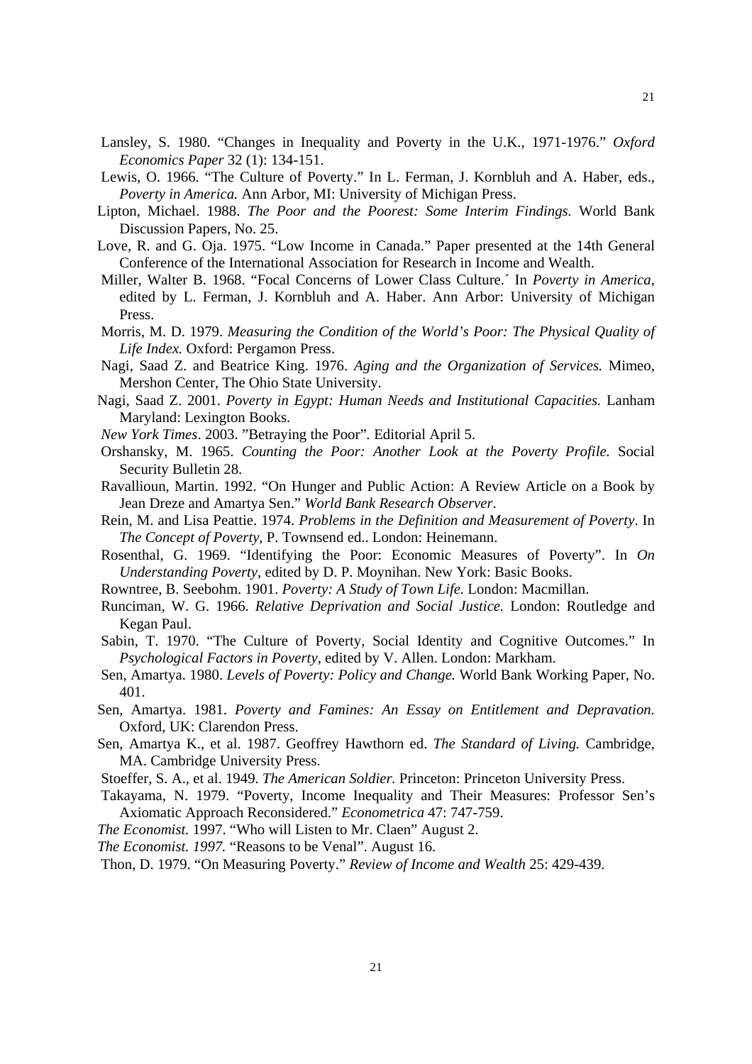Lansley, S. 1980. “Changes in Inequality and Poverty in the U.K., 1971-1976.” *Oxford Economics Paper* 32 (1): 134-151.

Lewis, O. 1966. “The Culture of Poverty.” In L. Ferman, J. Kornbluh and A. Haber, eds., *Poverty in America.* Ann Arbor, MI: University of Michigan Press.

Lipton, Michael. 1988. *The Poor and the Poorest: Some Interim Findings.* World Bank Discussion Papers, No. 25.

Love, R. and G. Oja. 1975. “Low Income in Canada.” Paper presented at the 14th General Conference of the International Association for Research in Income and Wealth.

Miller, Walter B. 1968. “Focal Concerns of Lower Class Culture.´ In *Poverty in America*, edited by L. Ferman, J. Kornbluh and A. Haber. Ann Arbor: University of Michigan Press.

Morris, M. D. 1979. *Measuring the Condition of the World’s Poor: The Physical Quality of Life Index.* Oxford: Pergamon Press.

Nagi, Saad Z. and Beatrice King. 1976. *Aging and the Organization of Services.* Mimeo, Mershon Center, The Ohio State University.

Nagi, Saad Z. 2001. *Poverty in Egypt: Human Needs and Institutional Capacities.* Lanham Maryland: Lexington Books.

*New York Times*. 2003. ”Betraying the Poor”. Editorial April 5.

Orshansky, M. 1965. *Counting the Poor: Another Look at the Poverty Profile.* Social Security Bulletin 28.

Ravallioun, Martin. 1992. “On Hunger and Public Action: A Review Article on a Book by Jean Dreze and Amartya Sen.” *World Bank Research Observer*.

Rein, M. and Lisa Peattie. 1974. *Problems in the Definition and Measurement of Poverty*. In *The Concept of Poverty*, P. Townsend ed.. London: Heinemann.

Rosenthal, G. 1969. “Identifying the Poor: Economic Measures of Poverty”. In *On Understanding Poverty*, edited by D. P. Moynihan. New York: Basic Books.

Rowntree, B. Seebohm. 1901. *Poverty: A Study of Town Life.* London: Macmillan.

Runciman, W. G. 1966. *Relative Deprivation and Social Justice.* London: Routledge and Kegan Paul.

Sabin, T. 1970. “The Culture of Poverty, Social Identity and Cognitive Outcomes.” In *Psychological Factors in Poverty*, edited by V. Allen. London: Markham.

Sen, Amartya. 1980. *Levels of Poverty: Policy and Change.* World Bank Working Paper, No. 401.

Sen, Amartya. 1981. *Poverty and Famines: An Essay on Entitlement and Depravation.* Oxford, UK: Clarendon Press.

Sen, Amartya K., et al. 1987. Geoffrey Hawthorn ed. *The Standard of Living.* Cambridge, MA. Cambridge University Press.

Stoeffer, S. A., et al. 1949. *The American Soldier.* Princeton: Princeton University Press.

Takayama, N. 1979. “Poverty, Income Inequality and Their Measures: Professor Sen’s Axiomatic Approach Reconsidered.” *Econometrica* 47: 747-759.

*The Economist.* 1997. “Who will Listen to Mr. Claen” August 2.

*The Economist. 1997.* “Reasons to be Venal”. August 16.

Thon, D. 1979. “On Measuring Poverty.” *Review of Income and Wealth* 25: 429-439.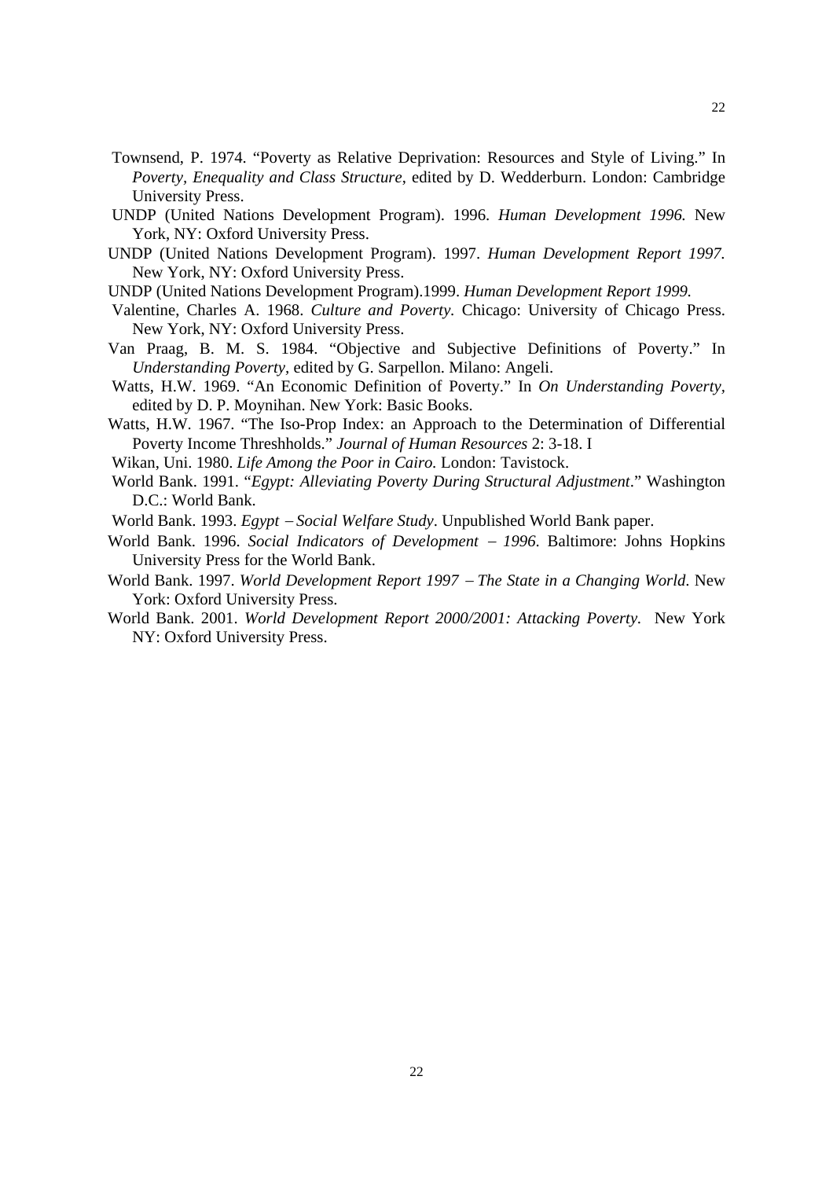Townsend, P. 1974. "Poverty as Relative Deprivation: Resources and Style of Living." In *Poverty, Enequality and Class Structure*, edited by D. Wedderburn. London: Cambridge University Press.

UNDP (United Nations Development Program). 1996. *Human Development 1996.* New York, NY: Oxford University Press.

UNDP (United Nations Development Program). 1997. *Human Development Report 1997.* New York, NY: Oxford University Press.

UNDP (United Nations Development Program).1999. *Human Development Report 1999.*

Valentine, Charles A. 1968. *Culture and Poverty.* Chicago: University of Chicago Press. New York, NY: Oxford University Press.

Van Praag, B. M. S. 1984. "Objective and Subjective Definitions of Poverty." In *Understanding Poverty*, edited by G. Sarpellon. Milano: Angeli.

Watts, H.W. 1969. "An Economic Definition of Poverty." In *On Understanding Poverty*, edited by D. P. Moynihan. New York: Basic Books.

Watts, H.W. 1967. "The Iso-Prop Index: an Approach to the Determination of Differential Poverty Income Threshholds." *Journal of Human Resources* 2: 3-18. I

Wikan, Uni. 1980. *Life Among the Poor in Cairo.* London: Tavistock.

World Bank. 1991. "*Egypt: Alleviating Poverty During Structural Adjustment*." Washington D.C.: World Bank.

World Bank. 1993. *Egypt – Social Welfare Study*. Unpublished World Bank paper.

World Bank. 1996. *Social Indicators of Development – 1996*. Baltimore: Johns Hopkins University Press for the World Bank.

World Bank. 1997. *World Development Report 1997 – The State in a Changing World*. New York: Oxford University Press.

World Bank. 2001. *World Development Report 2000/2001: Attacking Poverty.* New York NY: Oxford University Press.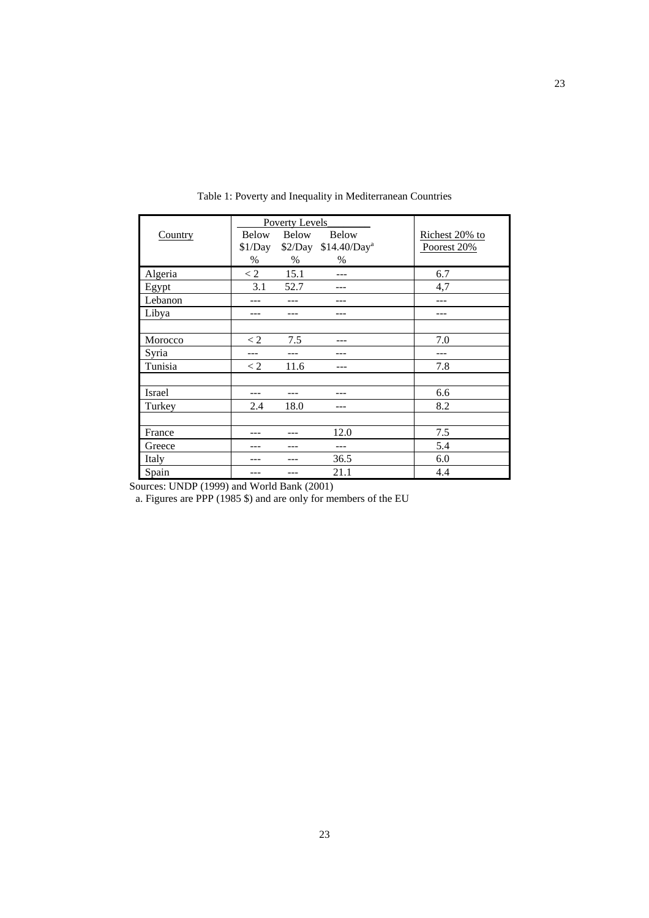Table 1: Poverty and Inequality in Mediterranean Countries

| Country | Poverty Levels | | | Richest 20% to Poorest 20% |
|---|---|---|---|---|
| | Below $1/Day % | Below $2/Day % | Below $14.40/Day[a] % | |
| Algeria | < 2 | 15.1 | --- | 6.7 |
| Egypt | 3.1 | 52.7 | --- | 4,7 |
| Lebanon | --- | --- | --- | --- |
| Libya | --- | --- | --- | --- |
| | | | | |
| Morocco | < 2 | 7.5 | --- | 7.0 |
| Syria | --- | --- | --- | --- |
| Tunisia | < 2 | 11.6 | --- | 7.8 |
| | | | | |
| Israel | --- | --- | --- | 6.6 |
| Turkey | 2.4 | 18.0 | --- | 8.2 |
| | | | | |
| France | --- | --- | 12.0 | 7.5 |
| Greece | --- | --- | --- | 5.4 |
| Italy | --- | --- | 36.5 | 6.0 |
| Spain | --- | --- | 21.1 | 4.4 |

Sources: UNDP (1999) and World Bank (2001)

a. Figures are PPP (1985 $) and are only for members of the EU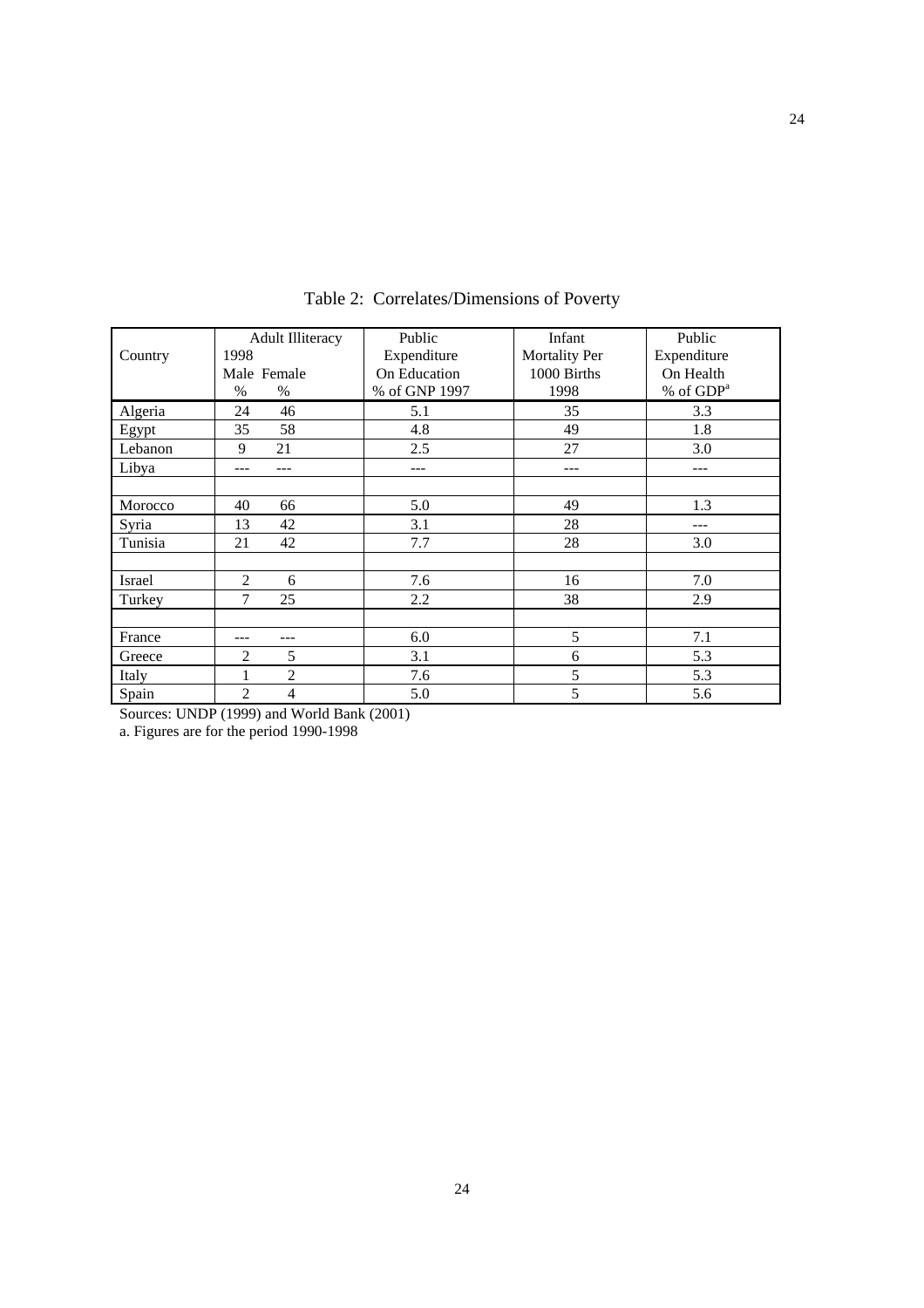Table 2: Correlates/Dimensions of Poverty

| Country | Adult Illiteracy 1998 Male % | Adult Illiteracy 1998 Female % | Public Expenditure On Education % of GNP 1997 | Infant Mortality Per 1000 Births 1998 | Public Expenditure On Health % of GDP[a] |
|---|---|---|---|---|---|
| Algeria | 24 | 46 | 5.1 | 35 | 3.3 |
| Egypt | 35 | 58 | 4.8 | 49 | 1.8 |
| Lebanon | 9 | 21 | 2.5 | 27 | 3.0 |
| Libya | --- | --- | --- | --- | --- |
| | | | | | |
| Morocco | 40 | 66 | 5.0 | 49 | 1.3 |
| Syria | 13 | 42 | 3.1 | 28 | --- |
| Tunisia | 21 | 42 | 7.7 | 28 | 3.0 |
| | | | | | |
| Israel | 2 | 6 | 7.6 | 16 | 7.0 |
| Turkey | 7 | 25 | 2.2 | 38 | 2.9 |
| | | | | | |
| France | --- | --- | 6.0 | 5 | 7.1 |
| Greece | 2 | 5 | 3.1 | 6 | 5.3 |
| Italy | 1 | 2 | 7.6 | 5 | 5.3 |
| Spain | 2 | 4 | 5.0 | 5 | 5.6 |

Sources: UNDP (1999) and World Bank (2001)

a. Figures are for the period 1990-1998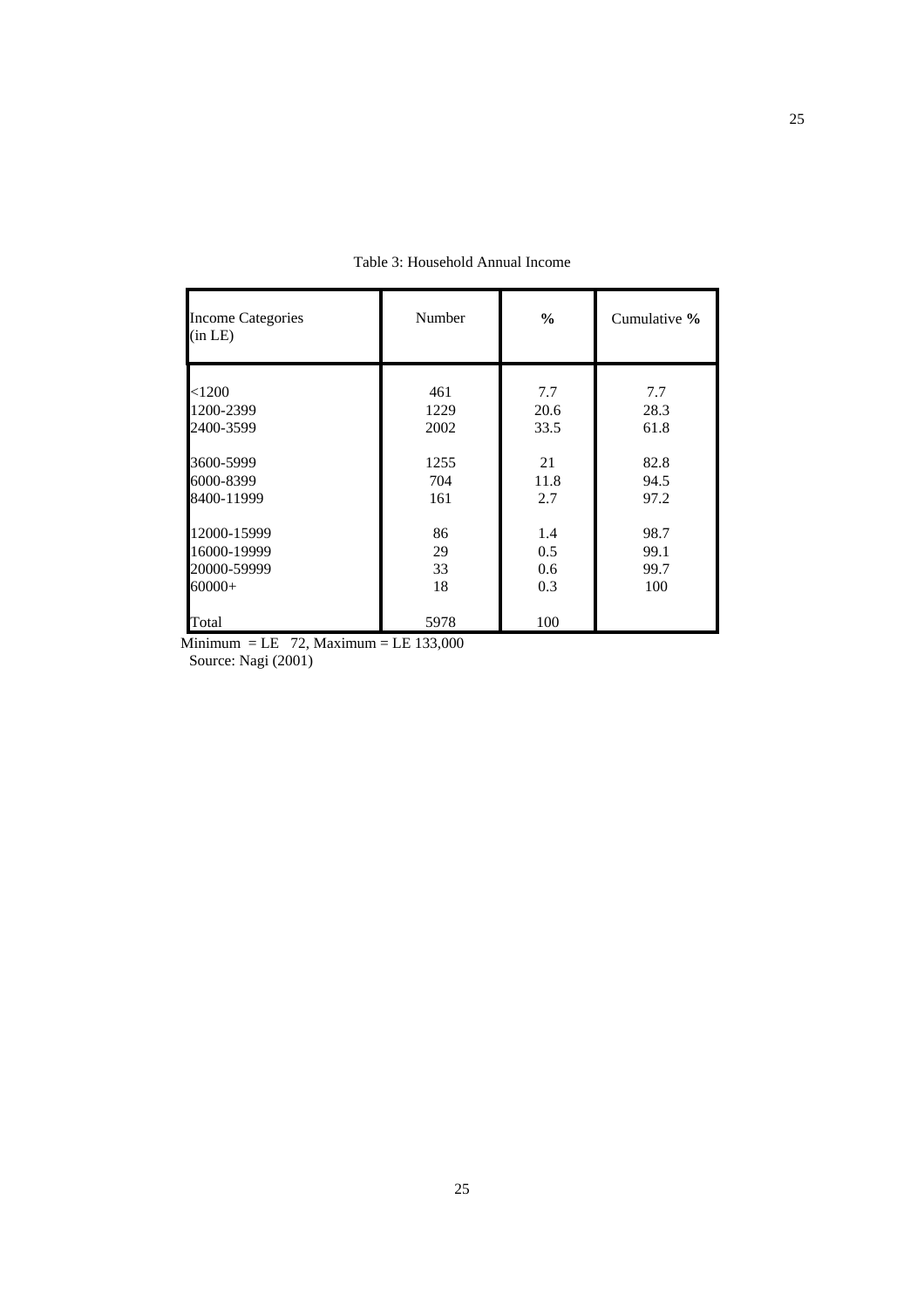Table 3: Household Annual Income

| Income Categories (in LE) | Number | % | Cumulative % |
|---|---|---|---|
| <1200 | 461 | 7.7 | 7.7 |
| 1200-2399 | 1229 | 20.6 | 28.3 |
| 2400-3599 | 2002 | 33.5 | 61.8 |
| 3600-5999 | 1255 | 21 | 82.8 |
| 6000-8399 | 704 | 11.8 | 94.5 |
| 8400-11999 | 161 | 2.7 | 97.2 |
| 12000-15999 | 86 | 1.4 | 98.7 |
| 16000-19999 | 29 | 0.5 | 99.1 |
| 20000-59999 | 33 | 0.6 | 99.7 |
| 60000+ | 18 | 0.3 | 100 |
| Total | 5978 | 100 | |

Minimum = LE 72, Maximum = LE 133,000

Source: Nagi (2001)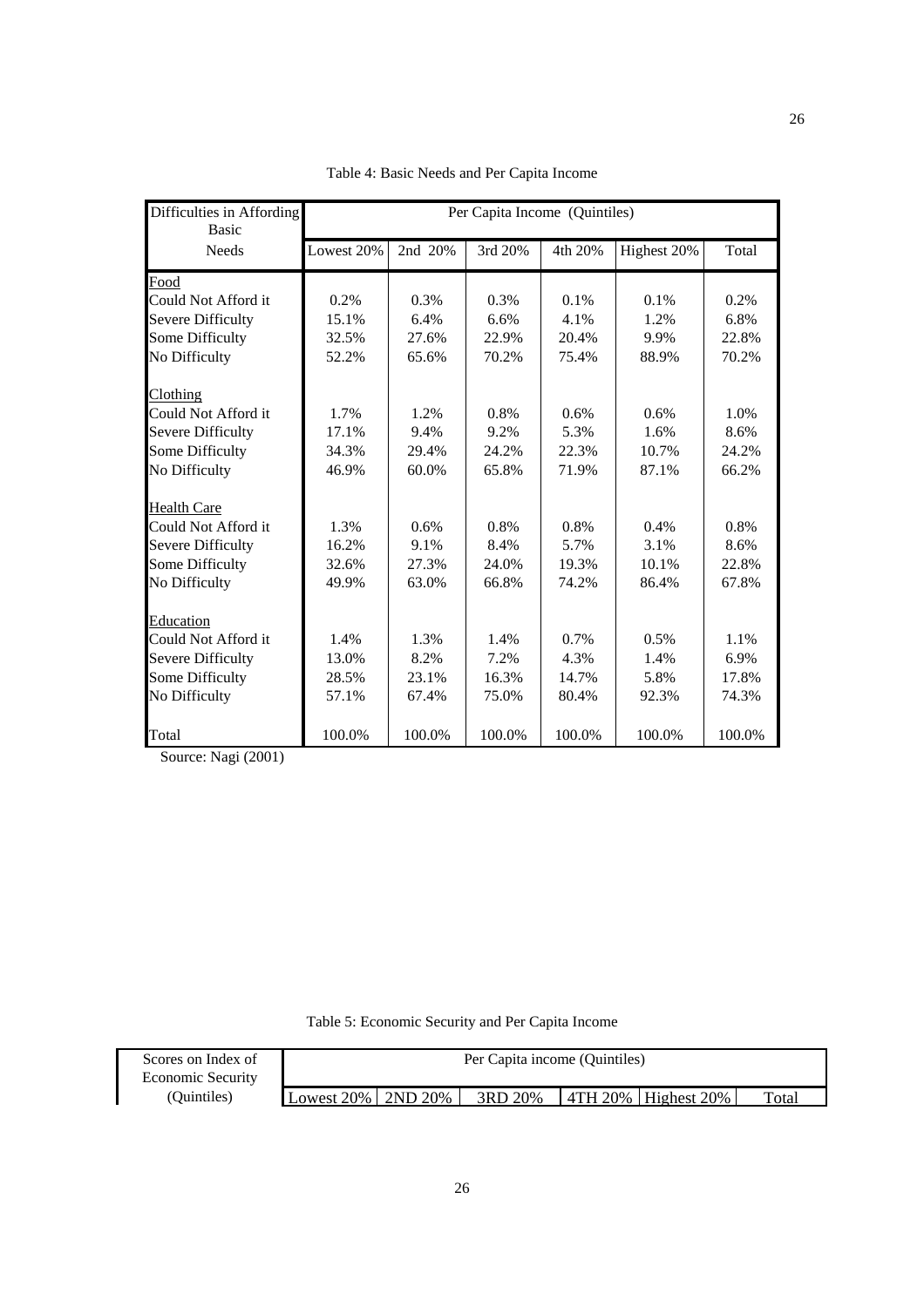Table 4: Basic Needs and Per Capita Income

| Difficulties in Affording Basic Needs | Per Capita Income (Quintiles) | | | | | |
|---|---|---|---|---|---|---|
| | Lowest 20% | 2nd 20% | 3rd 20% | 4th 20% | Highest 20% | Total |
| Food | | | | | | |
| Could Not Afford it | 0.2% | 0.3% | 0.3% | 0.1% | 0.1% | 0.2% |
| Severe Difficulty | 15.1% | 6.4% | 6.6% | 4.1% | 1.2% | 6.8% |
| Some Difficulty | 32.5% | 27.6% | 22.9% | 20.4% | 9.9% | 22.8% |
| No Difficulty | 52.2% | 65.6% | 70.2% | 75.4% | 88.9% | 70.2% |
| Clothing | | | | | | |
| Could Not Afford it | 1.7% | 1.2% | 0.8% | 0.6% | 0.6% | 1.0% |
| Severe Difficulty | 17.1% | 9.4% | 9.2% | 5.3% | 1.6% | 8.6% |
| Some Difficulty | 34.3% | 29.4% | 24.2% | 22.3% | 10.7% | 24.2% |
| No Difficulty | 46.9% | 60.0% | 65.8% | 71.9% | 87.1% | 66.2% |
| Health Care | | | | | | |
| Could Not Afford it | 1.3% | 0.6% | 0.8% | 0.8% | 0.4% | 0.8% |
| Severe Difficulty | 16.2% | 9.1% | 8.4% | 5.7% | 3.1% | 8.6% |
| Some Difficulty | 32.6% | 27.3% | 24.0% | 19.3% | 10.1% | 22.8% |
| No Difficulty | 49.9% | 63.0% | 66.8% | 74.2% | 86.4% | 67.8% |
| Education | | | | | | |
| Could Not Afford it | 1.4% | 1.3% | 1.4% | 0.7% | 0.5% | 1.1% |
| Severe Difficulty | 13.0% | 8.2% | 7.2% | 4.3% | 1.4% | 6.9% |
| Some Difficulty | 28.5% | 23.1% | 16.3% | 14.7% | 5.8% | 17.8% |
| No Difficulty | 57.1% | 67.4% | 75.0% | 80.4% | 92.3% | 74.3% |
| Total | 100.0% | 100.0% | 100.0% | 100.0% | 100.0% | 100.0% |

Source: Nagi (2001)

Table 5: Economic Security and Per Capita Income

| Scores on Index of Economic Security (Quintiles) | Per Capita income (Quintiles) | | | | | |
|---|---|---|---|---|---|---|
| | Lowest 20% | 2ND 20% | 3RD 20% | 4TH 20% | Highest 20% | Total |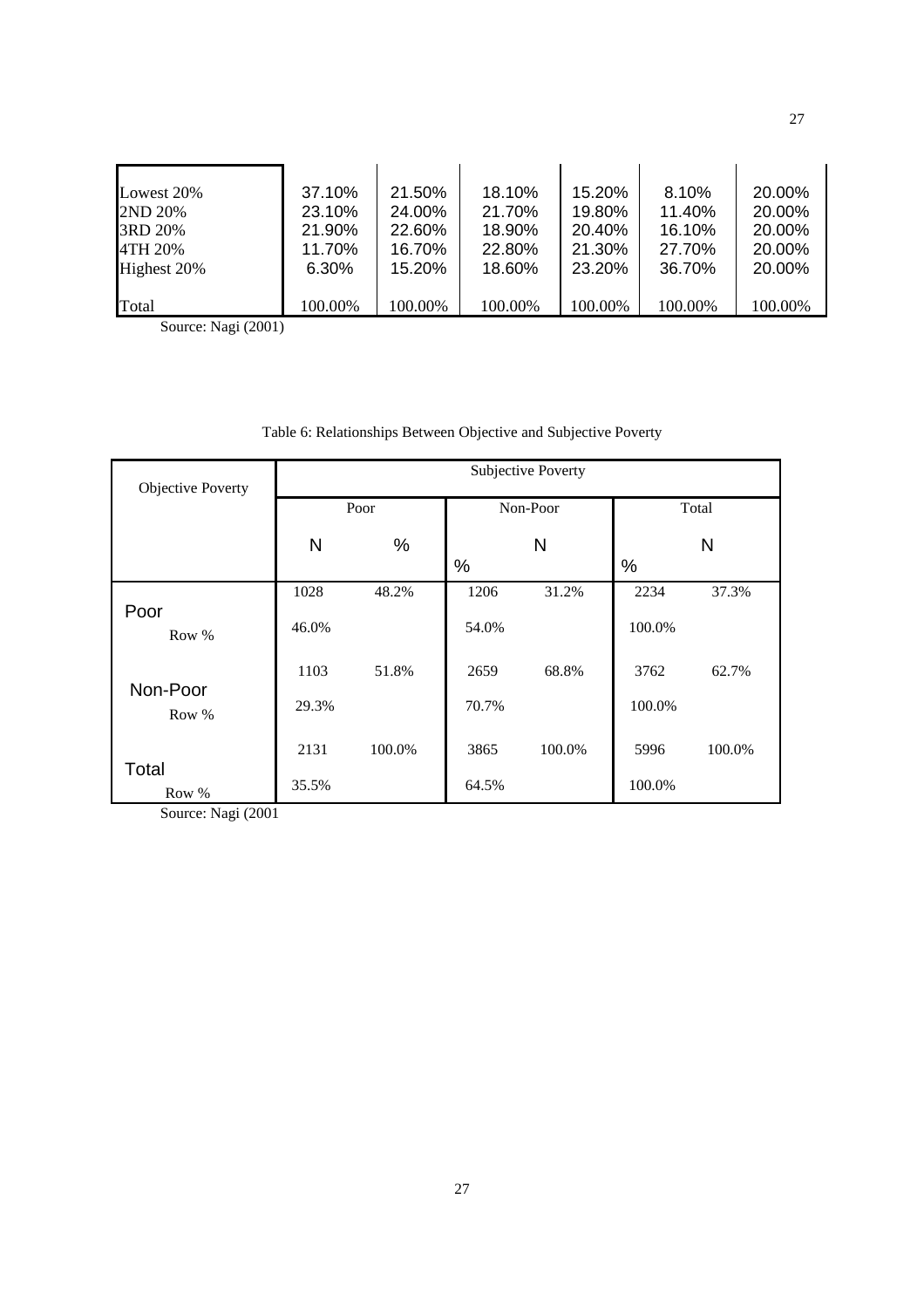| | | | | | | |
|---|---|---|---|---|---|---|
| Lowest 20% | 37.10% | 21.50% | 18.10% | 15.20% | 8.10% | 20.00% |
| 2ND 20% | 23.10% | 24.00% | 21.70% | 19.80% | 11.40% | 20.00% |
| 3RD 20% | 21.90% | 22.60% | 18.90% | 20.40% | 16.10% | 20.00% |
| 4TH 20% | 11.70% | 16.70% | 22.80% | 21.30% | 27.70% | 20.00% |
| Highest 20% | 6.30% | 15.20% | 18.60% | 23.20% | 36.70% | 20.00% |
| Total | 100.00% | 100.00% | 100.00% | 100.00% | 100.00% | 100.00% |

Source: Nagi (2001)

Table 6: Relationships Between Objective and Subjective Poverty

| Objective Poverty | Subjective Poverty | | | | | |
|---|---|---|---|---|---|---|
| | Poor | | Non-Poor | | Total | |
| | N | % | N | % | N | % |
| Poor | 1028 | 48.2% | 1206 | 31.2% | 2234 | 37.3% |
| Row % | 46.0% | | 54.0% | | 100.0% | |
| Non-Poor | 1103 | 51.8% | 2659 | 68.8% | 3762 | 62.7% |
| Row % | 29.3% | | 70.7% | | 100.0% | |
| Total | 2131 | 100.0% | 3865 | 100.0% | 5996 | 100.0% |
| Row % | 35.5% | | 64.5% | | 100.0% | |

Source: Nagi (2001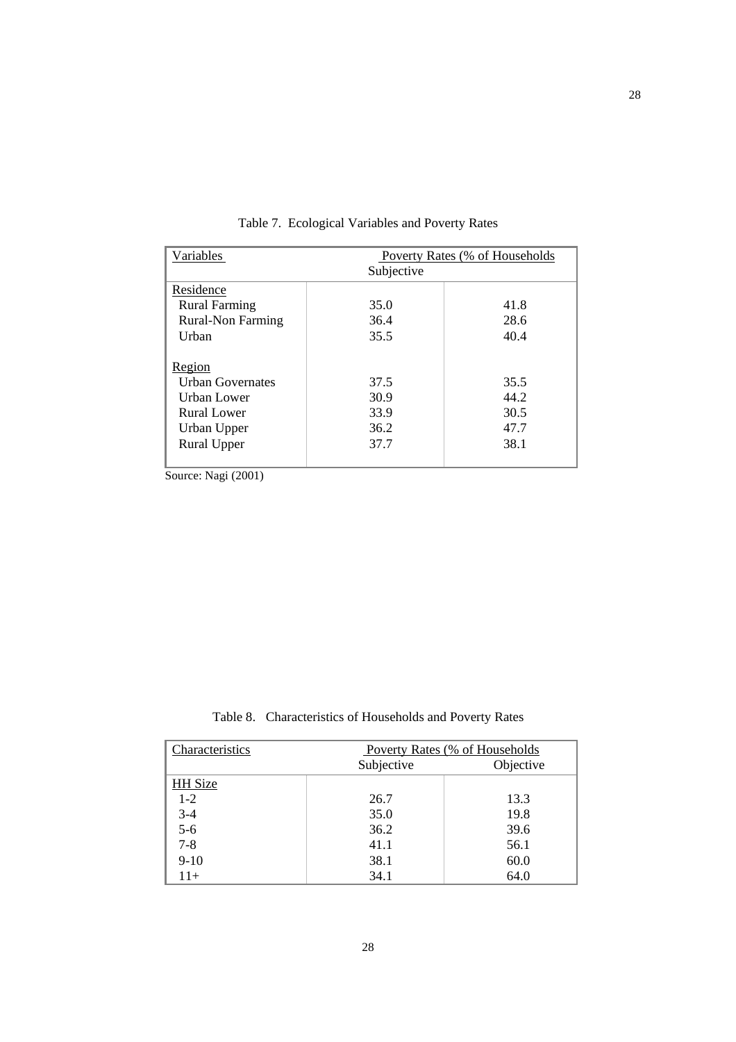Table 7. Ecological Variables and Poverty Rates

| Variables | Poverty Rates (% of Households | |
|---|---|---|
| | Subjective | |
| Residence | | |
| Rural Farming | 35.0 | 41.8 |
| Rural-Non Farming | 36.4 | 28.6 |
| Urban | 35.5 | 40.4 |
| | | |
| Region | | |
| Urban Governates | 37.5 | 35.5 |
| Urban Lower | 30.9 | 44.2 |
| Rural Lower | 33.9 | 30.5 |
| Urban Upper | 36.2 | 47.7 |
| Rural Upper | 37.7 | 38.1 |

Source: Nagi (2001)

Table 8. Characteristics of Households and Poverty Rates

| Characteristics | Poverty Rates (% of Households | |
|---|---|---|
| | Subjective | Objective |
| HH Size | | |
| 1-2 | 26.7 | 13.3 |
| 3-4 | 35.0 | 19.8 |
| 5-6 | 36.2 | 39.6 |
| 7-8 | 41.1 | 56.1 |
| 9-10 | 38.1 | 60.0 |
| 11+ | 34.1 | 64.0 |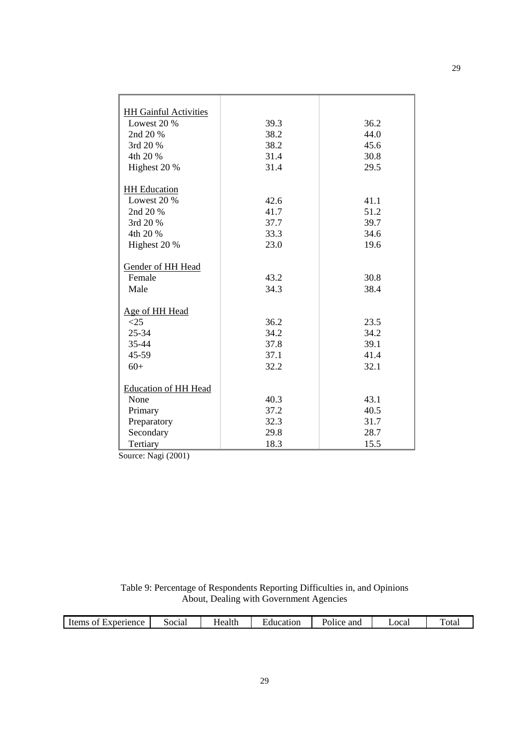| | | |
|---|---|---|
| HH Gainful Activities | | |
| Lowest 20 % | 39.3 | 36.2 |
| 2nd 20 % | 38.2 | 44.0 |
| 3rd 20 % | 38.2 | 45.6 |
| 4th 20 % | 31.4 | 30.8 |
| Highest 20 % | 31.4 | 29.5 |
| HH Education | | |
| Lowest 20 % | 42.6 | 41.1 |
| 2nd 20 % | 41.7 | 51.2 |
| 3rd 20 % | 37.7 | 39.7 |
| 4th 20 % | 33.3 | 34.6 |
| Highest 20 % | 23.0 | 19.6 |
| Gender of HH Head | | |
| Female | 43.2 | 30.8 |
| Male | 34.3 | 38.4 |
| Age of HH Head | | |
| <25 | 36.2 | 23.5 |
| 25-34 | 34.2 | 34.2 |
| 35-44 | 37.8 | 39.1 |
| 45-59 | 37.1 | 41.4 |
| 60+ | 32.2 | 32.1 |
| Education of HH Head | | |
| None | 40.3 | 43.1 |
| Primary | 37.2 | 40.5 |
| Preparatory | 32.3 | 31.7 |
| Secondary | 29.8 | 28.7 |
| Tertiary | 18.3 | 15.5 |

Source: Nagi (2001)

Table 9: Percentage of Respondents Reporting Difficulties in, and Opinions About, Dealing with Government Agencies

| Items of Experience | Social | Health | Education | Police and | Local | Total |
|---|---|---|---|---|---|---|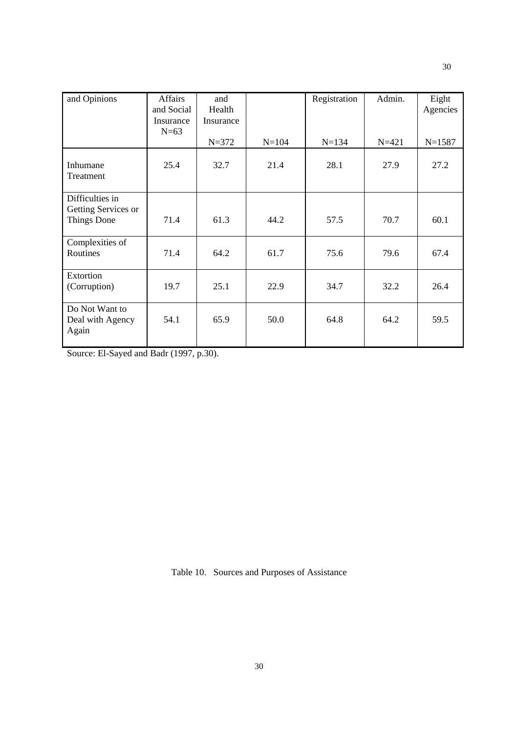| and Opinions | Affairs and Social Insurance N=63 | and Health Insurance N=372 | N=104 | Registration N=134 | Admin. N=421 | Eight Agencies N=1587 |
|---|---|---|---|---|---|---|
| Inhumane Treatment | 25.4 | 32.7 | 21.4 | 28.1 | 27.9 | 27.2 |
| Difficulties in Getting Services or Things Done | 71.4 | 61.3 | 44.2 | 57.5 | 70.7 | 60.1 |
| Complexities of Routines | 71.4 | 64.2 | 61.7 | 75.6 | 79.6 | 67.4 |
| Extortion (Corruption) | 19.7 | 25.1 | 22.9 | 34.7 | 32.2 | 26.4 |
| Do Not Want to Deal with Agency Again | 54.1 | 65.9 | 50.0 | 64.8 | 64.2 | 59.5 |

Source: El-Sayed and Badr (1997, p.30).

Table 10. Sources and Purposes of Assistance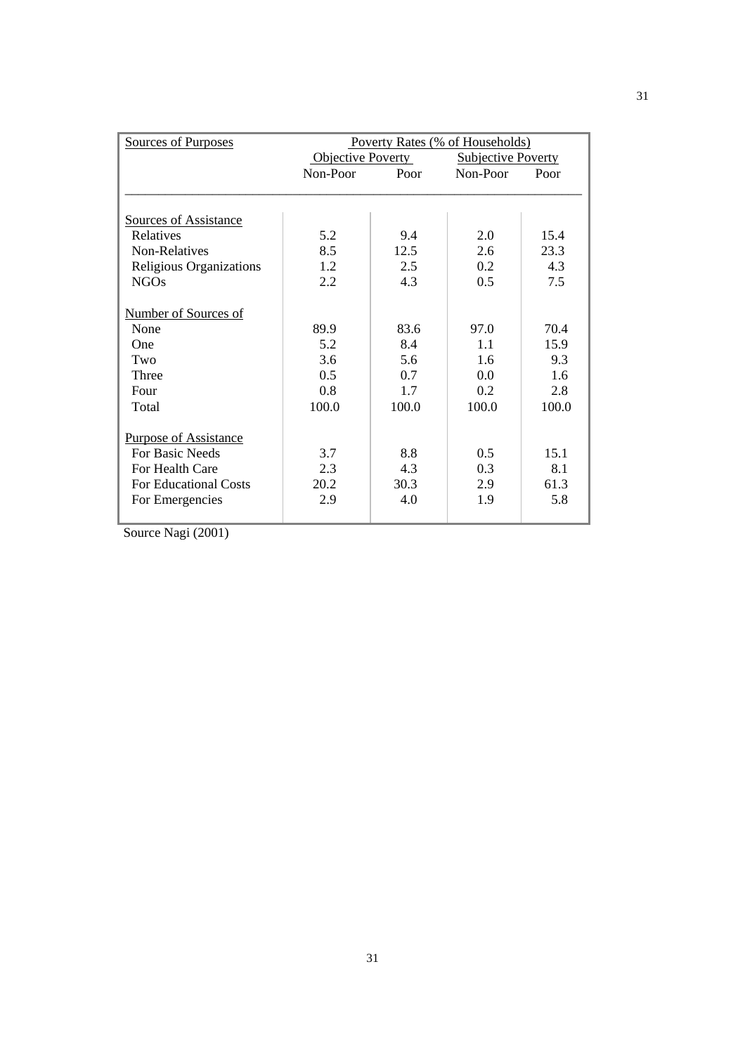| Sources of Purposes | Poverty Rates (% of Households) | | | |
|---|---|---|---|---|
| | Objective Poverty | | Subjective Poverty | |
| | Non-Poor | Poor | Non-Poor | Poor |
| Sources of Assistance | | | | |
| Relatives | 5.2 | 9.4 | 2.0 | 15.4 |
| Non-Relatives | 8.5 | 12.5 | 2.6 | 23.3 |
| Religious Organizations | 1.2 | 2.5 | 0.2 | 4.3 |
| NGOs | 2.2 | 4.3 | 0.5 | 7.5 |
| Number of Sources of | | | | |
| None | 89.9 | 83.6 | 97.0 | 70.4 |
| One | 5.2 | 8.4 | 1.1 | 15.9 |
| Two | 3.6 | 5.6 | 1.6 | 9.3 |
| Three | 0.5 | 0.7 | 0.0 | 1.6 |
| Four | 0.8 | 1.7 | 0.2 | 2.8 |
| Total | 100.0 | 100.0 | 100.0 | 100.0 |
| Purpose of Assistance | | | | |
| For Basic Needs | 3.7 | 8.8 | 0.5 | 15.1 |
| For Health Care | 2.3 | 4.3 | 0.3 | 8.1 |
| For Educational Costs | 20.2 | 30.3 | 2.9 | 61.3 |
| For Emergencies | 2.9 | 4.0 | 1.9 | 5.8 |

Source Nagi (2001)